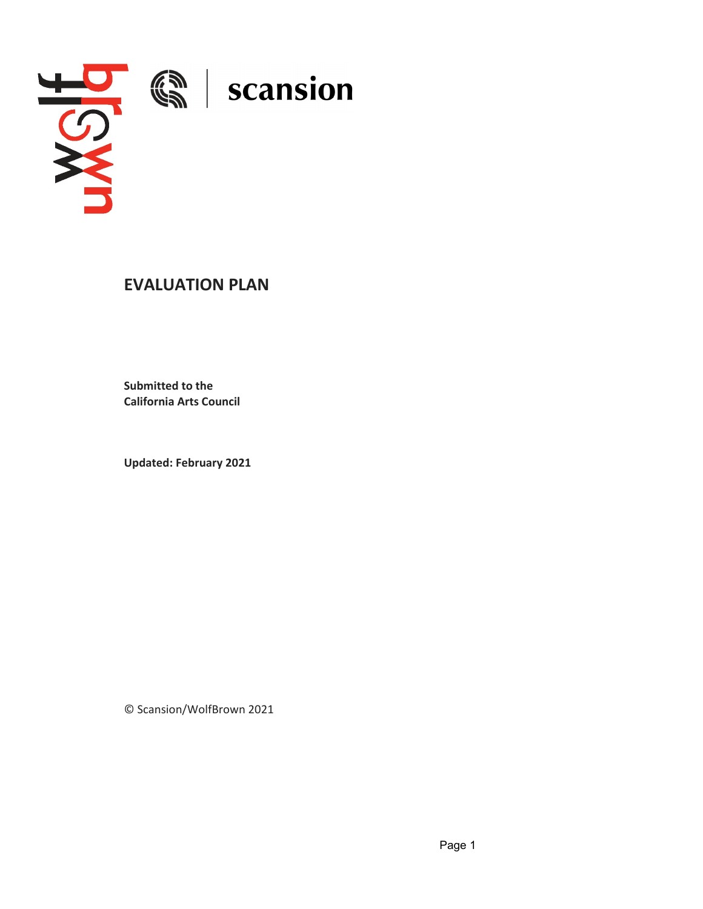# EVALUATION PLAN

**Submitted to the**
**California Arts Council**

**Updated: February 2021**

© Scansion/WolfBrown 2021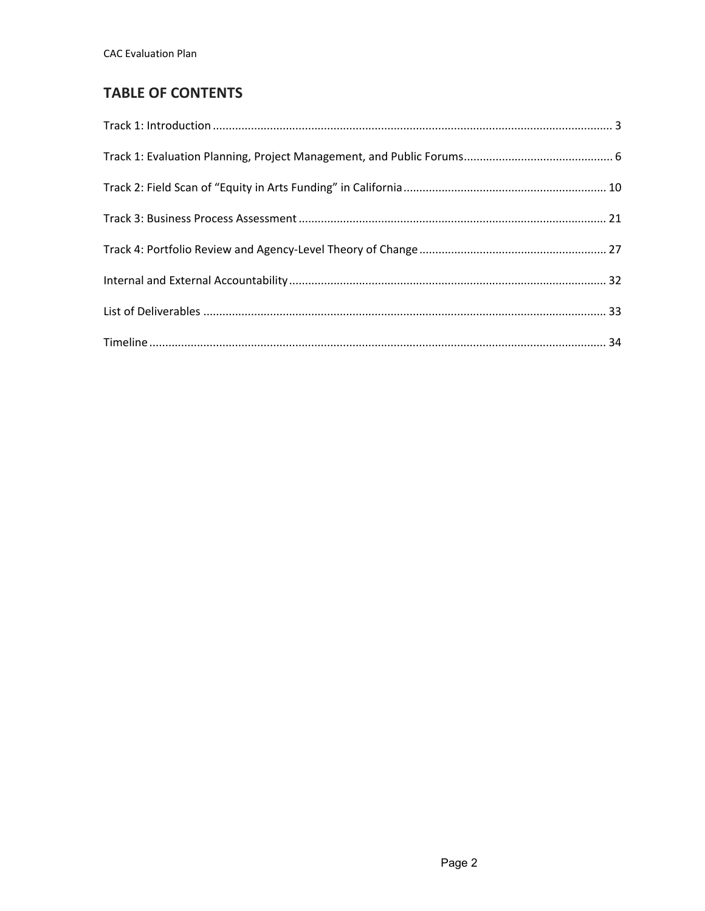## TABLE OF CONTENTS

Track 1: Introduction ........................................................................................................................ 3

Track 1: Evaluation Planning, Project Management, and Public Forums ............................................... 6

Track 2: Field Scan of "Equity in Arts Funding" in California ............................................................... 10

Track 3: Business Process Assessment ................................................................................................ 21

Track 4: Portfolio Review and Agency-Level Theory of Change .......................................................... 27

Internal and External Accountability .................................................................................................. 32

List of Deliverables ............................................................................................................................. 33

Timeline ............................................................................................................................................. 34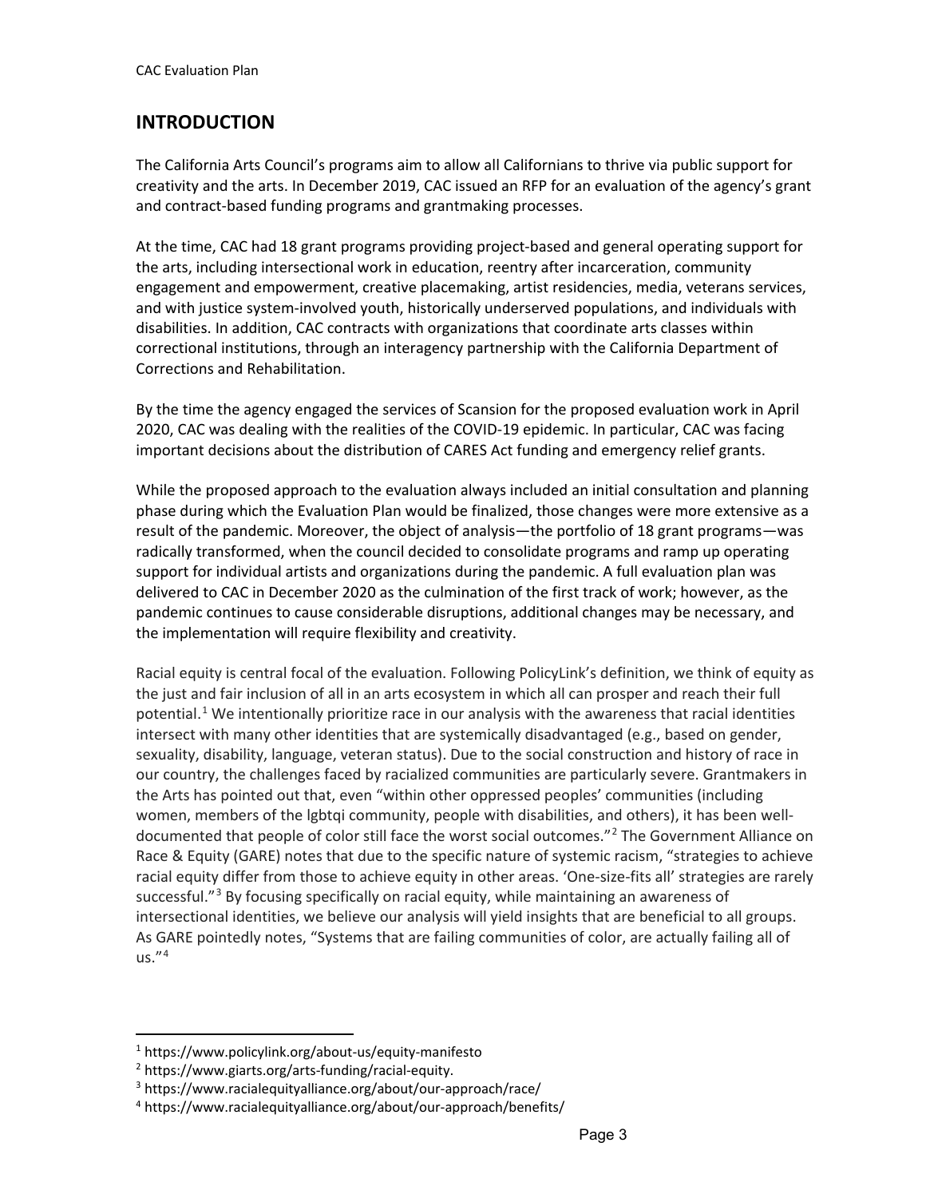## INTRODUCTION

The California Arts Council's programs aim to allow all Californians to thrive via public support for creativity and the arts. In December 2019, CAC issued an RFP for an evaluation of the agency's grant and contract-based funding programs and grantmaking processes.

At the time, CAC had 18 grant programs providing project-based and general operating support for the arts, including intersectional work in education, reentry after incarceration, community engagement and empowerment, creative placemaking, artist residencies, media, veterans services, and with justice system-involved youth, historically underserved populations, and individuals with disabilities. In addition, CAC contracts with organizations that coordinate arts classes within correctional institutions, through an interagency partnership with the California Department of Corrections and Rehabilitation.

By the time the agency engaged the services of Scansion for the proposed evaluation work in April 2020, CAC was dealing with the realities of the COVID-19 epidemic. In particular, CAC was facing important decisions about the distribution of CARES Act funding and emergency relief grants.

While the proposed approach to the evaluation always included an initial consultation and planning phase during which the Evaluation Plan would be finalized, those changes were more extensive as a result of the pandemic. Moreover, the object of analysis—the portfolio of 18 grant programs—was radically transformed, when the council decided to consolidate programs and ramp up operating support for individual artists and organizations during the pandemic. A full evaluation plan was delivered to CAC in December 2020 as the culmination of the first track of work; however, as the pandemic continues to cause considerable disruptions, additional changes may be necessary, and the implementation will require flexibility and creativity.

Racial equity is central focal of the evaluation. Following PolicyLink's definition, we think of equity as the just and fair inclusion of all in an arts ecosystem in which all can prosper and reach their full potential.[1] We intentionally prioritize race in our analysis with the awareness that racial identities intersect with many other identities that are systemically disadvantaged (e.g., based on gender, sexuality, disability, language, veteran status). Due to the social construction and history of race in our country, the challenges faced by racialized communities are particularly severe. Grantmakers in the Arts has pointed out that, even "within other oppressed peoples' communities (including women, members of the lgbtqi community, people with disabilities, and others), it has been well-documented that people of color still face the worst social outcomes."[2] The Government Alliance on Race & Equity (GARE) notes that due to the specific nature of systemic racism, "strategies to achieve racial equity differ from those to achieve equity in other areas. 'One-size-fits all' strategies are rarely successful."[3] By focusing specifically on racial equity, while maintaining an awareness of intersectional identities, we believe our analysis will yield insights that are beneficial to all groups. As GARE pointedly notes, "Systems that are failing communities of color, are actually failing all of us."[4]

---

[1] https://www.policylink.org/about-us/equity-manifesto
[2] https://www.giarts.org/arts-funding/racial-equity.
[3] https://www.racialequityalliance.org/about/our-approach/race/
[4] https://www.racialequityalliance.org/about/our-approach/benefits/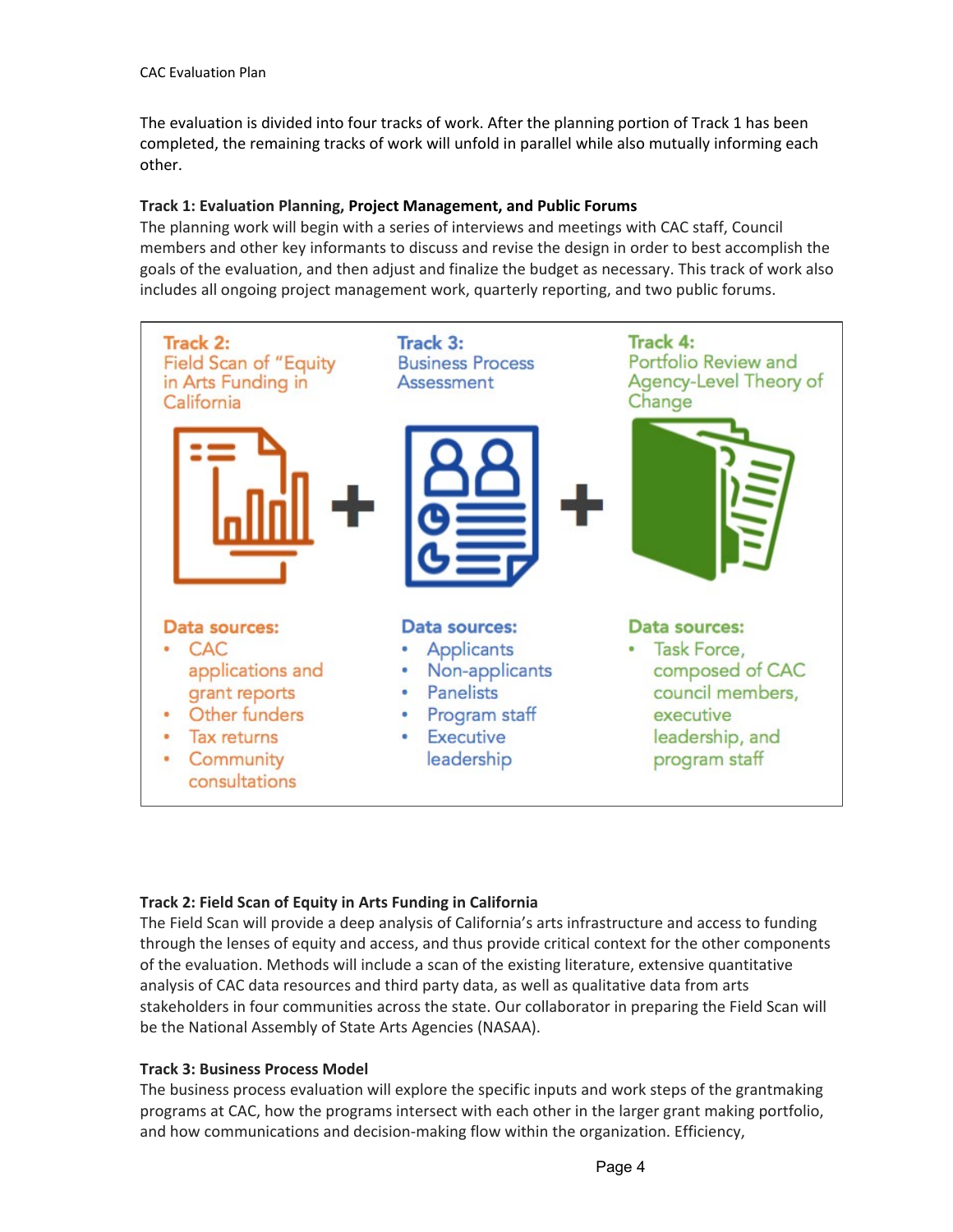The evaluation is divided into four tracks of work. After the planning portion of Track 1 has been completed, the remaining tracks of work will unfold in parallel while also mutually informing each other.

**Track 1: Evaluation Planning, Project Management, and Public Forums**

The planning work will begin with a series of interviews and meetings with CAC staff, Council members and other key informants to discuss and revise the design in order to best accomplish the goals of the evaluation, and then adjust and finalize the budget as necessary. This track of work also includes all ongoing project management work, quarterly reporting, and two public forums.

| Track 2: Field Scan of "Equity in Arts Funding in California | Track 3: Business Process Assessment | Track 4: Portfolio Review and Agency-Level Theory of Change |
|---|---|---|
| **Data sources:** | **Data sources:** | **Data sources:** |
| • CAC applications and grant reports<br>• Other funders<br>• Tax returns<br>• Community consultations | • Applicants<br>• Non-applicants<br>• Panelists<br>• Program staff<br>• Executive leadership | • Task Force, composed of CAC council members, executive leadership, and program staff |

**Track 2: Field Scan of Equity in Arts Funding in California**

The Field Scan will provide a deep analysis of California's arts infrastructure and access to funding through the lenses of equity and access, and thus provide critical context for the other components of the evaluation. Methods will include a scan of the existing literature, extensive quantitative analysis of CAC data resources and third party data, as well as qualitative data from arts stakeholders in four communities across the state. Our collaborator in preparing the Field Scan will be the National Assembly of State Arts Agencies (NASAA).

**Track 3: Business Process Model**

The business process evaluation will explore the specific inputs and work steps of the grantmaking programs at CAC, how the programs intersect with each other in the larger grant making portfolio, and how communications and decision-making flow within the organization. Efficiency,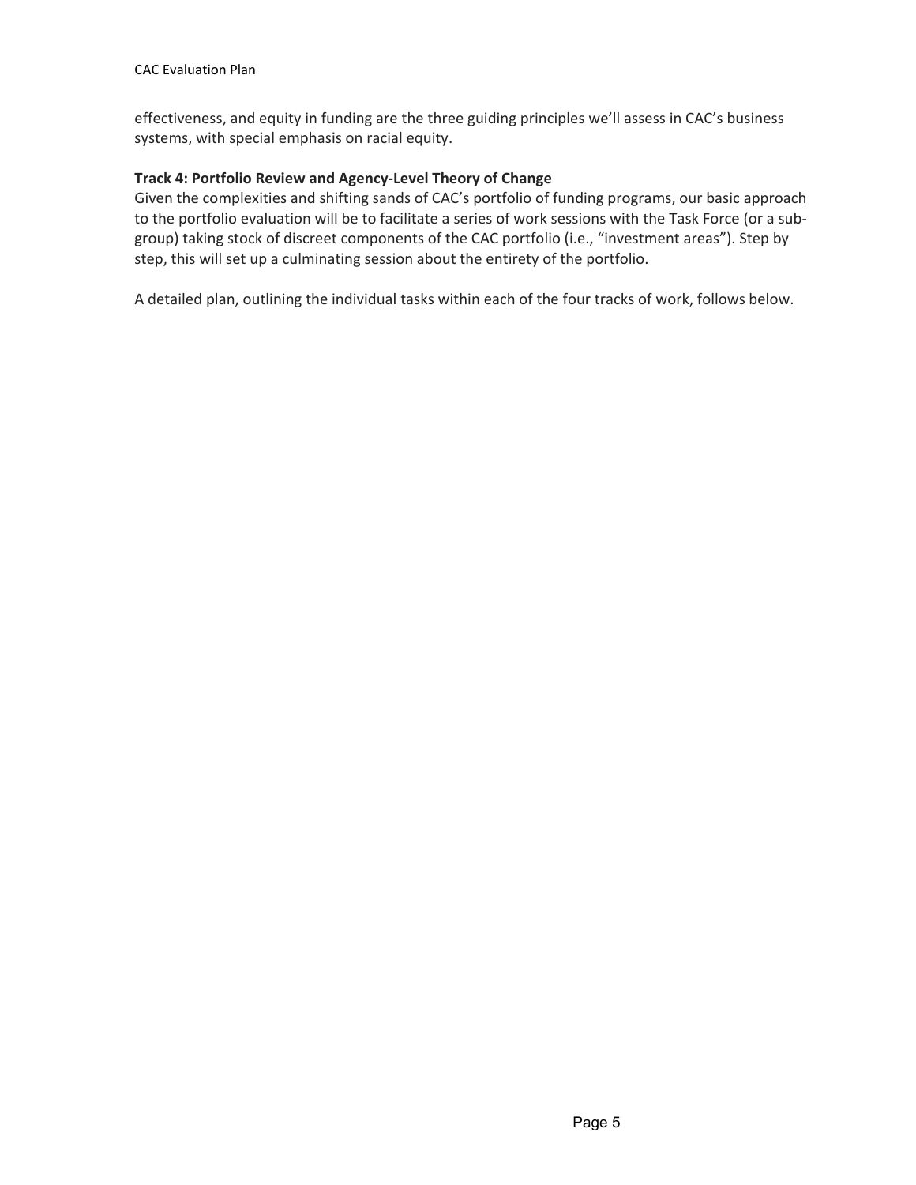effectiveness, and equity in funding are the three guiding principles we'll assess in CAC's business systems, with special emphasis on racial equity.

**Track 4: Portfolio Review and Agency-Level Theory of Change**

Given the complexities and shifting sands of CAC's portfolio of funding programs, our basic approach to the portfolio evaluation will be to facilitate a series of work sessions with the Task Force (or a sub-group) taking stock of discreet components of the CAC portfolio (i.e., "investment areas"). Step by step, this will set up a culminating session about the entirety of the portfolio.

A detailed plan, outlining the individual tasks within each of the four tracks of work, follows below.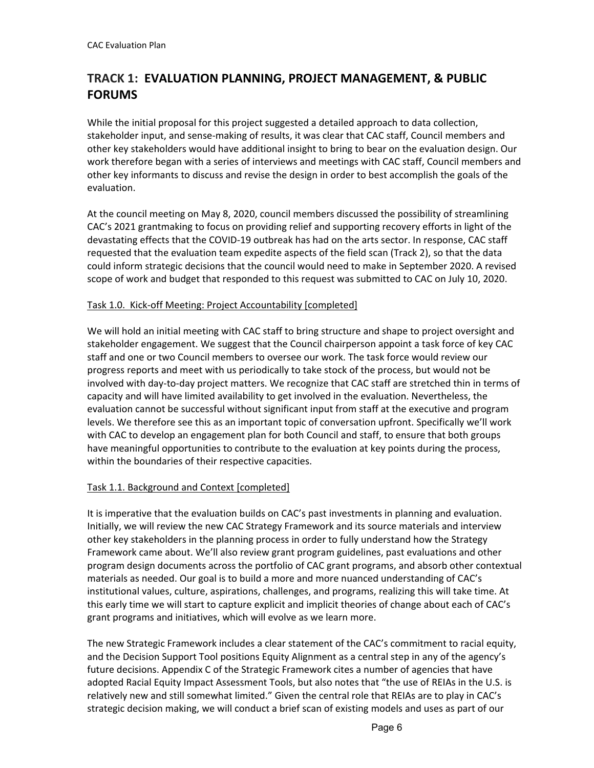## TRACK 1: EVALUATION PLANNING, PROJECT MANAGEMENT, & PUBLIC FORUMS

While the initial proposal for this project suggested a detailed approach to data collection, stakeholder input, and sense-making of results, it was clear that CAC staff, Council members and other key stakeholders would have additional insight to bring to bear on the evaluation design. Our work therefore began with a series of interviews and meetings with CAC staff, Council members and other key informants to discuss and revise the design in order to best accomplish the goals of the evaluation.

At the council meeting on May 8, 2020, council members discussed the possibility of streamlining CAC's 2021 grantmaking to focus on providing relief and supporting recovery efforts in light of the devastating effects that the COVID-19 outbreak has had on the arts sector. In response, CAC staff requested that the evaluation team expedite aspects of the field scan (Track 2), so that the data could inform strategic decisions that the council would need to make in September 2020. A revised scope of work and budget that responded to this request was submitted to CAC on July 10, 2020.

Task 1.0. Kick-off Meeting: Project Accountability [completed]

We will hold an initial meeting with CAC staff to bring structure and shape to project oversight and stakeholder engagement. We suggest that the Council chairperson appoint a task force of key CAC staff and one or two Council members to oversee our work. The task force would review our progress reports and meet with us periodically to take stock of the process, but would not be involved with day-to-day project matters. We recognize that CAC staff are stretched thin in terms of capacity and will have limited availability to get involved in the evaluation. Nevertheless, the evaluation cannot be successful without significant input from staff at the executive and program levels. We therefore see this as an important topic of conversation upfront. Specifically we'll work with CAC to develop an engagement plan for both Council and staff, to ensure that both groups have meaningful opportunities to contribute to the evaluation at key points during the process, within the boundaries of their respective capacities.

Task 1.1. Background and Context [completed]

It is imperative that the evaluation builds on CAC's past investments in planning and evaluation. Initially, we will review the new CAC Strategy Framework and its source materials and interview other key stakeholders in the planning process in order to fully understand how the Strategy Framework came about. We'll also review grant program guidelines, past evaluations and other program design documents across the portfolio of CAC grant programs, and absorb other contextual materials as needed. Our goal is to build a more and more nuanced understanding of CAC's institutional values, culture, aspirations, challenges, and programs, realizing this will take time. At this early time we will start to capture explicit and implicit theories of change about each of CAC's grant programs and initiatives, which will evolve as we learn more.

The new Strategic Framework includes a clear statement of the CAC's commitment to racial equity, and the Decision Support Tool positions Equity Alignment as a central step in any of the agency's future decisions. Appendix C of the Strategic Framework cites a number of agencies that have adopted Racial Equity Impact Assessment Tools, but also notes that "the use of REIAs in the U.S. is relatively new and still somewhat limited." Given the central role that REIAs are to play in CAC's strategic decision making, we will conduct a brief scan of existing models and uses as part of our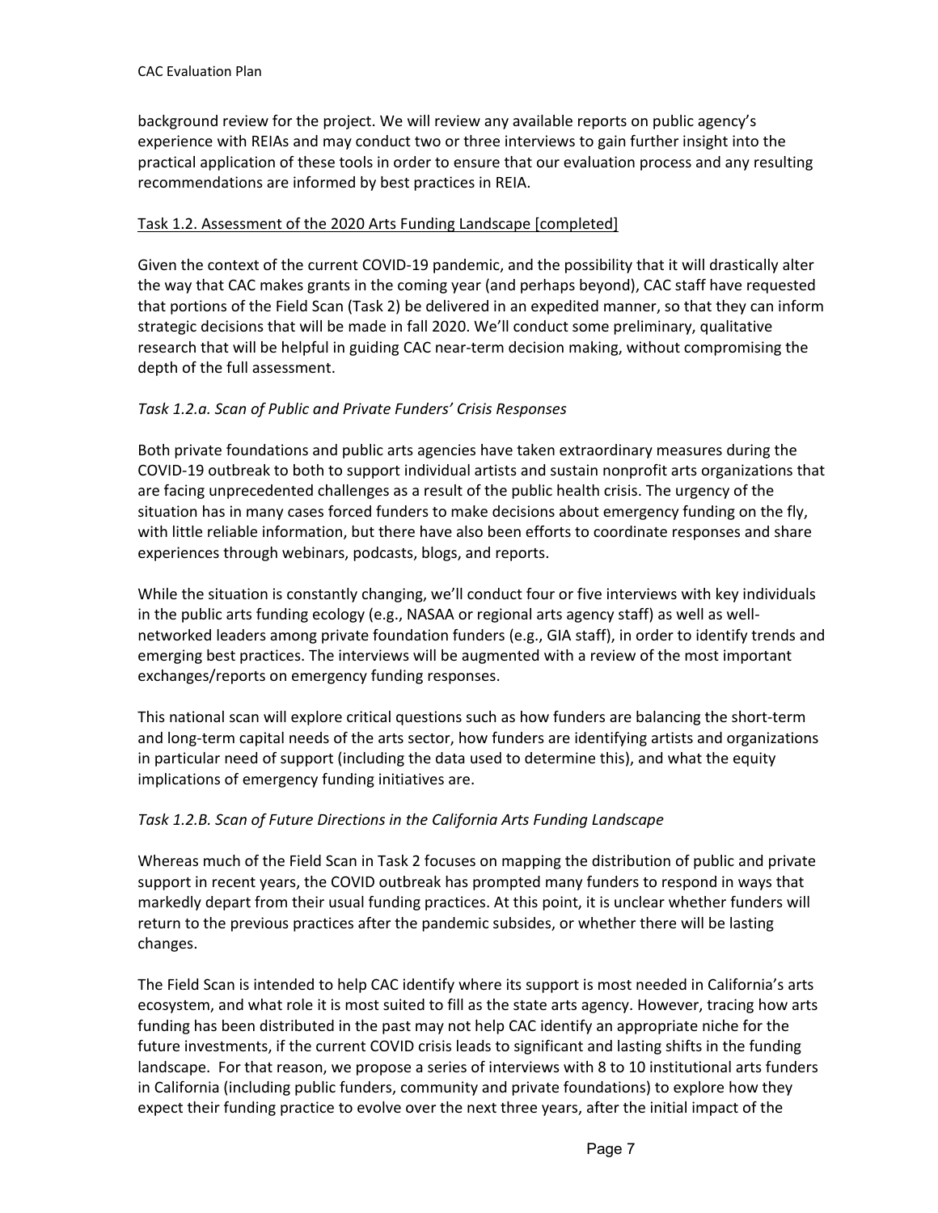background review for the project. We will review any available reports on public agency's experience with REIAs and may conduct two or three interviews to gain further insight into the practical application of these tools in order to ensure that our evaluation process and any resulting recommendations are informed by best practices in REIA.

Task 1.2. Assessment of the 2020 Arts Funding Landscape [completed]

Given the context of the current COVID-19 pandemic, and the possibility that it will drastically alter the way that CAC makes grants in the coming year (and perhaps beyond), CAC staff have requested that portions of the Field Scan (Task 2) be delivered in an expedited manner, so that they can inform strategic decisions that will be made in fall 2020. We'll conduct some preliminary, qualitative research that will be helpful in guiding CAC near-term decision making, without compromising the depth of the full assessment.

*Task 1.2.a. Scan of Public and Private Funders' Crisis Responses*

Both private foundations and public arts agencies have taken extraordinary measures during the COVID-19 outbreak to both to support individual artists and sustain nonprofit arts organizations that are facing unprecedented challenges as a result of the public health crisis. The urgency of the situation has in many cases forced funders to make decisions about emergency funding on the fly, with little reliable information, but there have also been efforts to coordinate responses and share experiences through webinars, podcasts, blogs, and reports.

While the situation is constantly changing, we'll conduct four or five interviews with key individuals in the public arts funding ecology (e.g., NASAA or regional arts agency staff) as well as well-networked leaders among private foundation funders (e.g., GIA staff), in order to identify trends and emerging best practices. The interviews will be augmented with a review of the most important exchanges/reports on emergency funding responses.

This national scan will explore critical questions such as how funders are balancing the short-term and long-term capital needs of the arts sector, how funders are identifying artists and organizations in particular need of support (including the data used to determine this), and what the equity implications of emergency funding initiatives are.

*Task 1.2.B. Scan of Future Directions in the California Arts Funding Landscape*

Whereas much of the Field Scan in Task 2 focuses on mapping the distribution of public and private support in recent years, the COVID outbreak has prompted many funders to respond in ways that markedly depart from their usual funding practices. At this point, it is unclear whether funders will return to the previous practices after the pandemic subsides, or whether there will be lasting changes.

The Field Scan is intended to help CAC identify where its support is most needed in California's arts ecosystem, and what role it is most suited to fill as the state arts agency. However, tracing how arts funding has been distributed in the past may not help CAC identify an appropriate niche for the future investments, if the current COVID crisis leads to significant and lasting shifts in the funding landscape. For that reason, we propose a series of interviews with 8 to 10 institutional arts funders in California (including public funders, community and private foundations) to explore how they expect their funding practice to evolve over the next three years, after the initial impact of the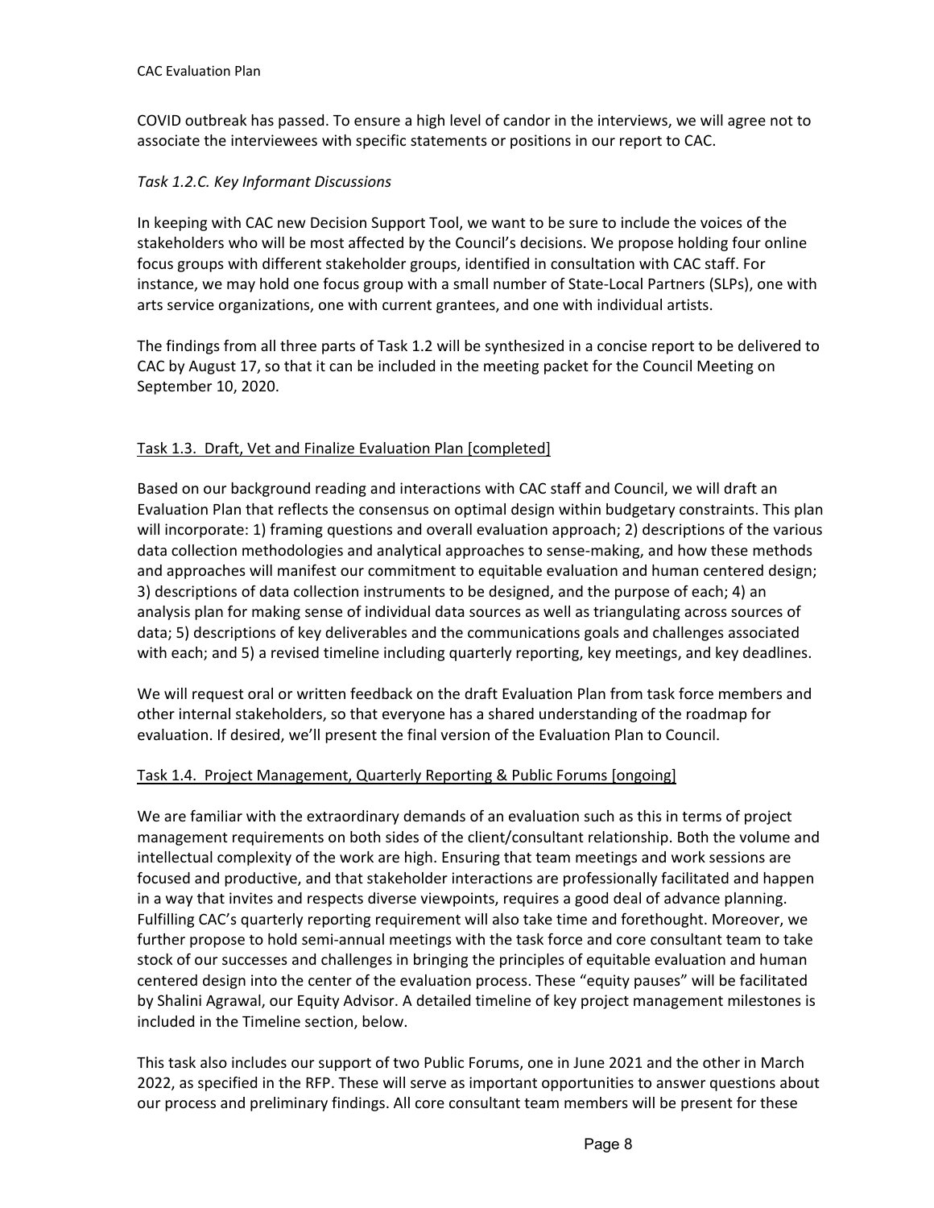COVID outbreak has passed. To ensure a high level of candor in the interviews, we will agree not to associate the interviewees with specific statements or positions in our report to CAC.

*Task 1.2.C. Key Informant Discussions*

In keeping with CAC new Decision Support Tool, we want to be sure to include the voices of the stakeholders who will be most affected by the Council's decisions. We propose holding four online focus groups with different stakeholder groups, identified in consultation with CAC staff. For instance, we may hold one focus group with a small number of State-Local Partners (SLPs), one with arts service organizations, one with current grantees, and one with individual artists.

The findings from all three parts of Task 1.2 will be synthesized in a concise report to be delivered to CAC by August 17, so that it can be included in the meeting packet for the Council Meeting on September 10, 2020.

<u>Task 1.3. Draft, Vet and Finalize Evaluation Plan [completed]</u>

Based on our background reading and interactions with CAC staff and Council, we will draft an Evaluation Plan that reflects the consensus on optimal design within budgetary constraints. This plan will incorporate: 1) framing questions and overall evaluation approach; 2) descriptions of the various data collection methodologies and analytical approaches to sense-making, and how these methods and approaches will manifest our commitment to equitable evaluation and human centered design; 3) descriptions of data collection instruments to be designed, and the purpose of each; 4) an analysis plan for making sense of individual data sources as well as triangulating across sources of data; 5) descriptions of key deliverables and the communications goals and challenges associated with each; and 5) a revised timeline including quarterly reporting, key meetings, and key deadlines.

We will request oral or written feedback on the draft Evaluation Plan from task force members and other internal stakeholders, so that everyone has a shared understanding of the roadmap for evaluation. If desired, we'll present the final version of the Evaluation Plan to Council.

<u>Task 1.4. Project Management, Quarterly Reporting & Public Forums [ongoing]</u>

We are familiar with the extraordinary demands of an evaluation such as this in terms of project management requirements on both sides of the client/consultant relationship. Both the volume and intellectual complexity of the work are high. Ensuring that team meetings and work sessions are focused and productive, and that stakeholder interactions are professionally facilitated and happen in a way that invites and respects diverse viewpoints, requires a good deal of advance planning. Fulfilling CAC's quarterly reporting requirement will also take time and forethought. Moreover, we further propose to hold semi-annual meetings with the task force and core consultant team to take stock of our successes and challenges in bringing the principles of equitable evaluation and human centered design into the center of the evaluation process. These "equity pauses" will be facilitated by Shalini Agrawal, our Equity Advisor. A detailed timeline of key project management milestones is included in the Timeline section, below.

This task also includes our support of two Public Forums, one in June 2021 and the other in March 2022, as specified in the RFP. These will serve as important opportunities to answer questions about our process and preliminary findings. All core consultant team members will be present for these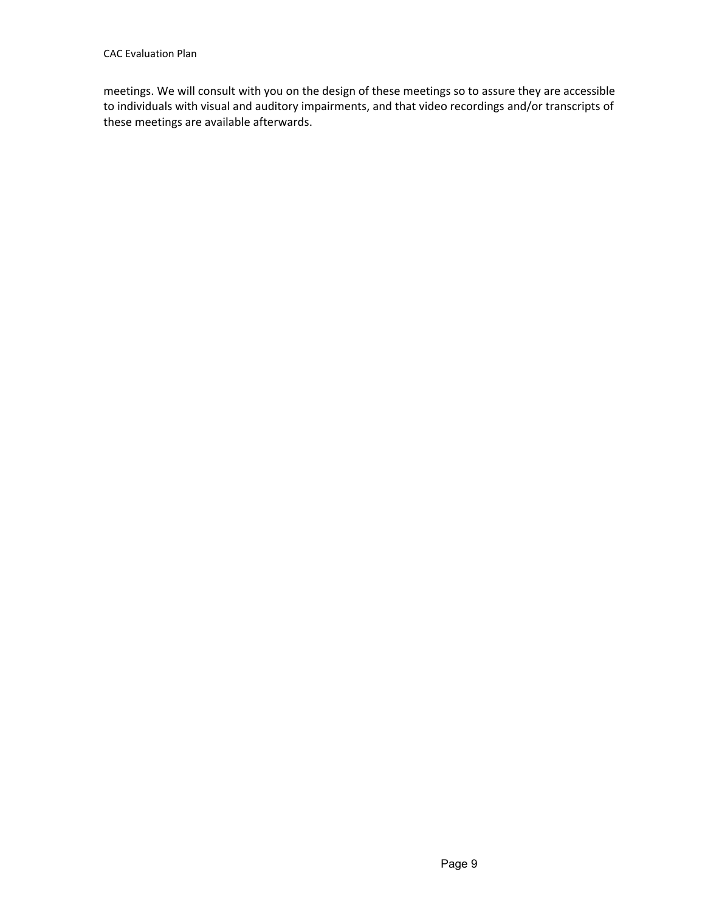meetings. We will consult with you on the design of these meetings so to assure they are accessible to individuals with visual and auditory impairments, and that video recordings and/or transcripts of these meetings are available afterwards.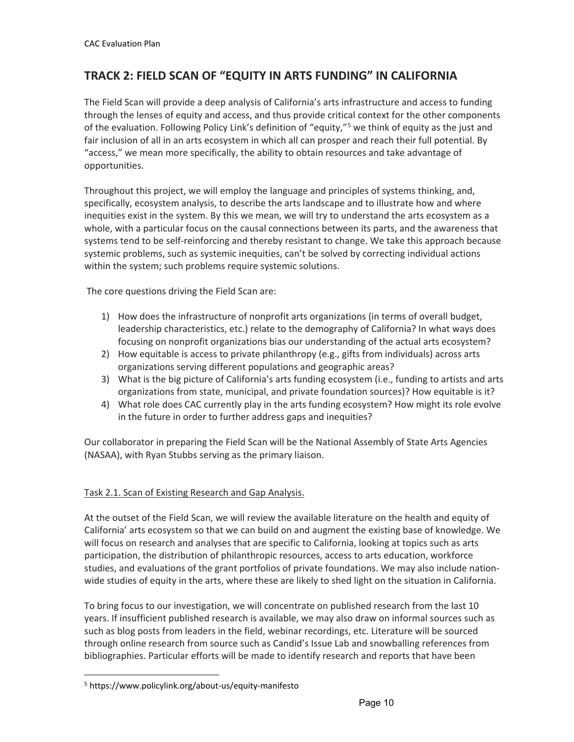## TRACK 2: FIELD SCAN OF "EQUITY IN ARTS FUNDING" IN CALIFORNIA

The Field Scan will provide a deep analysis of California's arts infrastructure and access to funding through the lenses of equity and access, and thus provide critical context for the other components of the evaluation. Following Policy Link's definition of "equity,"[5] we think of equity as the just and fair inclusion of all in an arts ecosystem in which all can prosper and reach their full potential. By "access," we mean more specifically, the ability to obtain resources and take advantage of opportunities.

Throughout this project, we will employ the language and principles of systems thinking, and, specifically, ecosystem analysis, to describe the arts landscape and to illustrate how and where inequities exist in the system. By this we mean, we will try to understand the arts ecosystem as a whole, with a particular focus on the causal connections between its parts, and the awareness that systems tend to be self-reinforcing and thereby resistant to change. We take this approach because systemic problems, such as systemic inequities, can't be solved by correcting individual actions within the system; such problems require systemic solutions.

The core questions driving the Field Scan are:

1) How does the infrastructure of nonprofit arts organizations (in terms of overall budget, leadership characteristics, etc.) relate to the demography of California? In what ways does focusing on nonprofit organizations bias our understanding of the actual arts ecosystem?
2) How equitable is access to private philanthropy (e.g., gifts from individuals) across arts organizations serving different populations and geographic areas?
3) What is the big picture of California's arts funding ecosystem (i.e., funding to artists and arts organizations from state, municipal, and private foundation sources)? How equitable is it?
4) What role does CAC currently play in the arts funding ecosystem? How might its role evolve in the future in order to further address gaps and inequities?

Our collaborator in preparing the Field Scan will be the National Assembly of State Arts Agencies (NASAA), with Ryan Stubbs serving as the primary liaison.

<u>Task 2.1. Scan of Existing Research and Gap Analysis.</u>

At the outset of the Field Scan, we will review the available literature on the health and equity of California' arts ecosystem so that we can build on and augment the existing base of knowledge. We will focus on research and analyses that are specific to California, looking at topics such as arts participation, the distribution of philanthropic resources, access to arts education, workforce studies, and evaluations of the grant portfolios of private foundations. We may also include nation-wide studies of equity in the arts, where these are likely to shed light on the situation in California.

To bring focus to our investigation, we will concentrate on published research from the last 10 years. If insufficient published research is available, we may also draw on informal sources such as such as blog posts from leaders in the field, webinar recordings, etc. Literature will be sourced through online research from source such as Candid's Issue Lab and snowballing references from bibliographies. Particular efforts will be made to identify research and reports that have been

[5] https://www.policylink.org/about-us/equity-manifesto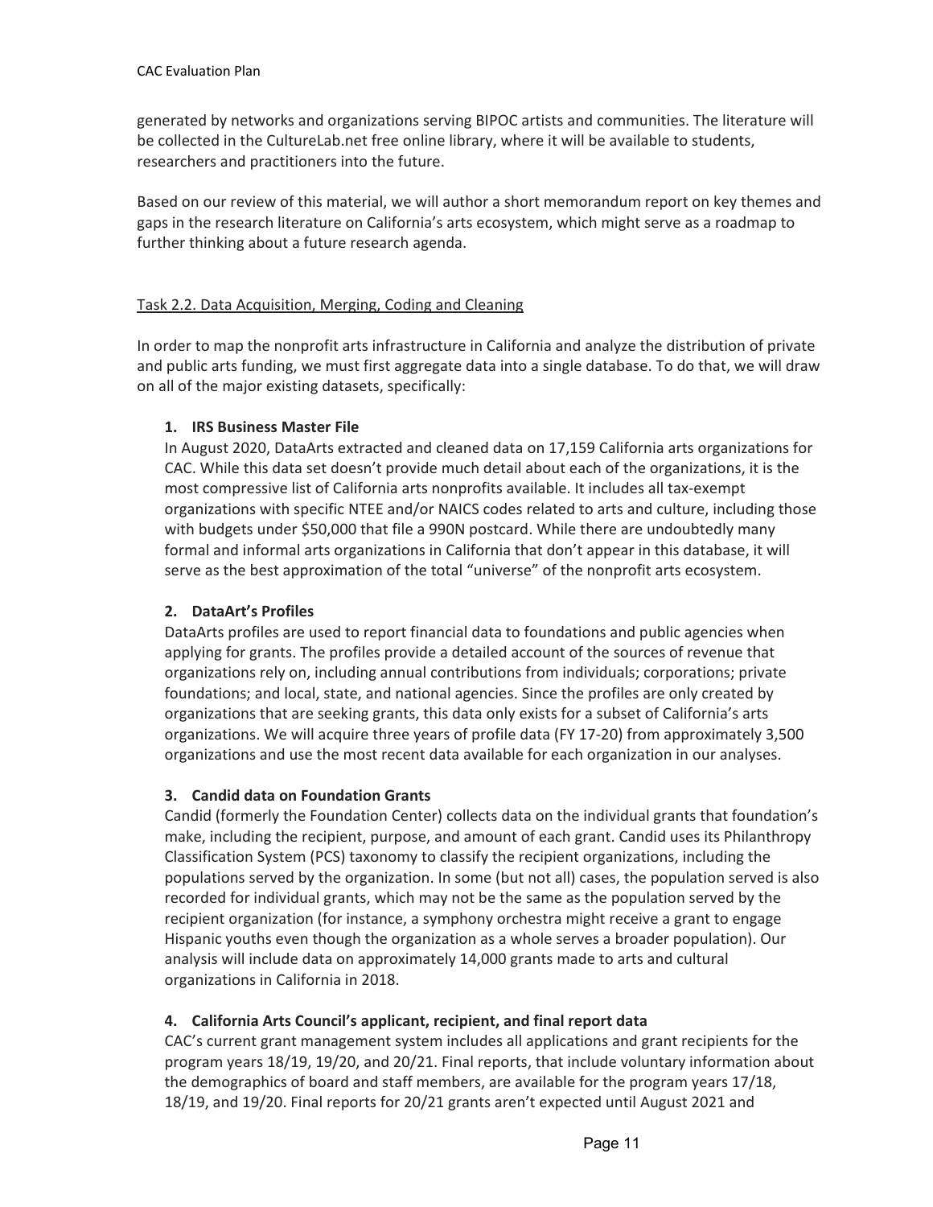generated by networks and organizations serving BIPOC artists and communities. The literature will be collected in the CultureLab.net free online library, where it will be available to students, researchers and practitioners into the future.

Based on our review of this material, we will author a short memorandum report on key themes and gaps in the research literature on California's arts ecosystem, which might serve as a roadmap to further thinking about a future research agenda.

Task 2.2. Data Acquisition, Merging, Coding and Cleaning

In order to map the nonprofit arts infrastructure in California and analyze the distribution of private and public arts funding, we must first aggregate data into a single database. To do that, we will draw on all of the major existing datasets, specifically:

1. **IRS Business Master File**
   In August 2020, DataArts extracted and cleaned data on 17,159 California arts organizations for CAC. While this data set doesn't provide much detail about each of the organizations, it is the most compressive list of California arts nonprofits available. It includes all tax-exempt organizations with specific NTEE and/or NAICS codes related to arts and culture, including those with budgets under $50,000 that file a 990N postcard. While there are undoubtedly many formal and informal arts organizations in California that don't appear in this database, it will serve as the best approximation of the total "universe" of the nonprofit arts ecosystem.

2. **DataArt's Profiles**
   DataArts profiles are used to report financial data to foundations and public agencies when applying for grants. The profiles provide a detailed account of the sources of revenue that organizations rely on, including annual contributions from individuals; corporations; private foundations; and local, state, and national agencies. Since the profiles are only created by organizations that are seeking grants, this data only exists for a subset of California's arts organizations. We will acquire three years of profile data (FY 17-20) from approximately 3,500 organizations and use the most recent data available for each organization in our analyses.

3. **Candid data on Foundation Grants**
   Candid (formerly the Foundation Center) collects data on the individual grants that foundation's make, including the recipient, purpose, and amount of each grant. Candid uses its Philanthropy Classification System (PCS) taxonomy to classify the recipient organizations, including the populations served by the organization. In some (but not all) cases, the population served is also recorded for individual grants, which may not be the same as the population served by the recipient organization (for instance, a symphony orchestra might receive a grant to engage Hispanic youths even though the organization as a whole serves a broader population). Our analysis will include data on approximately 14,000 grants made to arts and cultural organizations in California in 2018.

4. **California Arts Council's applicant, recipient, and final report data**
   CAC's current grant management system includes all applications and grant recipients for the program years 18/19, 19/20, and 20/21. Final reports, that include voluntary information about the demographics of board and staff members, are available for the program years 17/18, 18/19, and 19/20. Final reports for 20/21 grants aren't expected until August 2021 and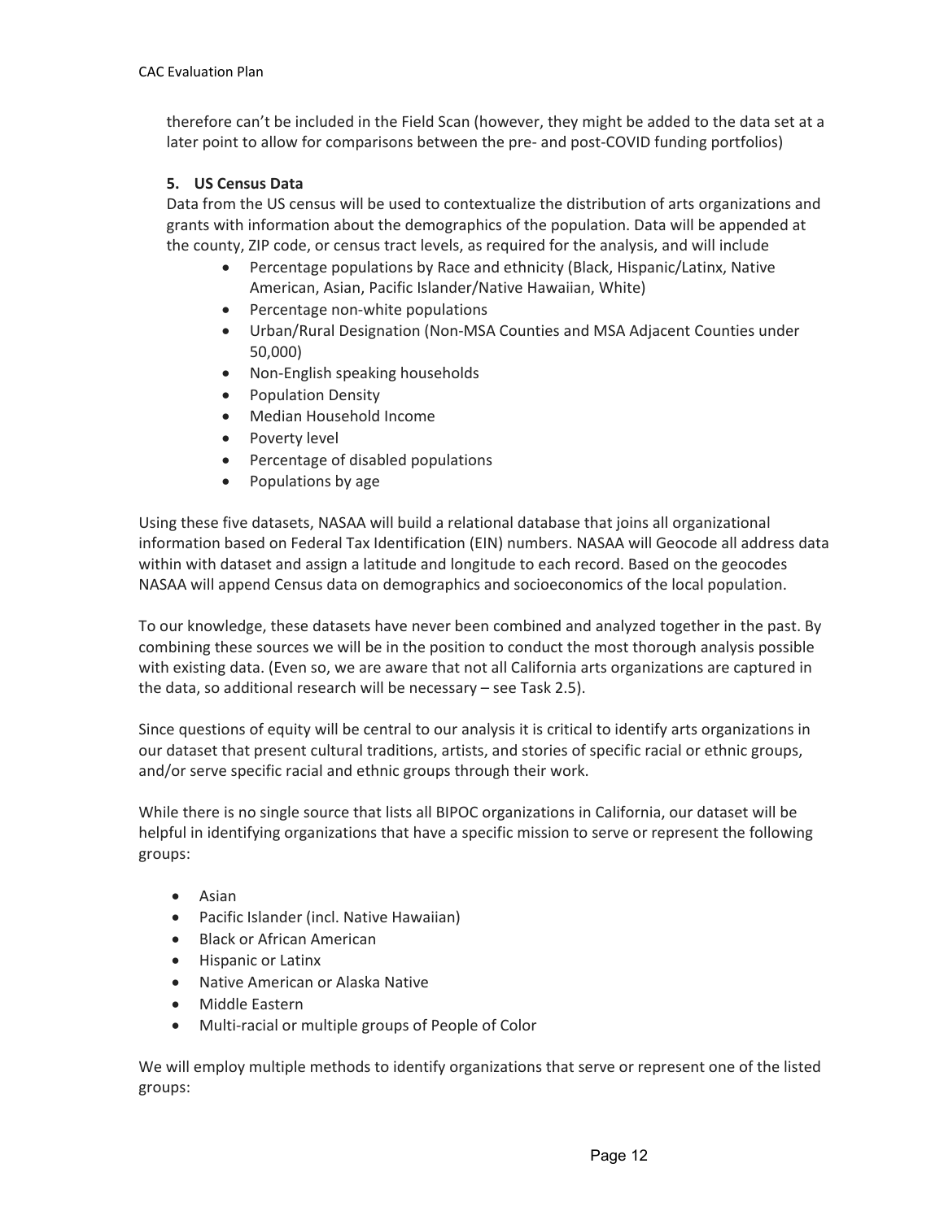therefore can't be included in the Field Scan (however, they might be added to the data set at a later point to allow for comparisons between the pre- and post-COVID funding portfolios)

5. **US Census Data**

Data from the US census will be used to contextualize the distribution of arts organizations and grants with information about the demographics of the population. Data will be appended at the county, ZIP code, or census tract levels, as required for the analysis, and will include

- Percentage populations by Race and ethnicity (Black, Hispanic/Latinx, Native American, Asian, Pacific Islander/Native Hawaiian, White)
- Percentage non-white populations
- Urban/Rural Designation (Non-MSA Counties and MSA Adjacent Counties under 50,000)
- Non-English speaking households
- Population Density
- Median Household Income
- Poverty level
- Percentage of disabled populations
- Populations by age

Using these five datasets, NASAA will build a relational database that joins all organizational information based on Federal Tax Identification (EIN) numbers. NASAA will Geocode all address data within with dataset and assign a latitude and longitude to each record. Based on the geocodes NASAA will append Census data on demographics and socioeconomics of the local population.

To our knowledge, these datasets have never been combined and analyzed together in the past. By combining these sources we will be in the position to conduct the most thorough analysis possible with existing data. (Even so, we are aware that not all California arts organizations are captured in the data, so additional research will be necessary – see Task 2.5).

Since questions of equity will be central to our analysis it is critical to identify arts organizations in our dataset that present cultural traditions, artists, and stories of specific racial or ethnic groups, and/or serve specific racial and ethnic groups through their work.

While there is no single source that lists all BIPOC organizations in California, our dataset will be helpful in identifying organizations that have a specific mission to serve or represent the following groups:

- Asian
- Pacific Islander (incl. Native Hawaiian)
- Black or African American
- Hispanic or Latinx
- Native American or Alaska Native
- Middle Eastern
- Multi-racial or multiple groups of People of Color

We will employ multiple methods to identify organizations that serve or represent one of the listed groups: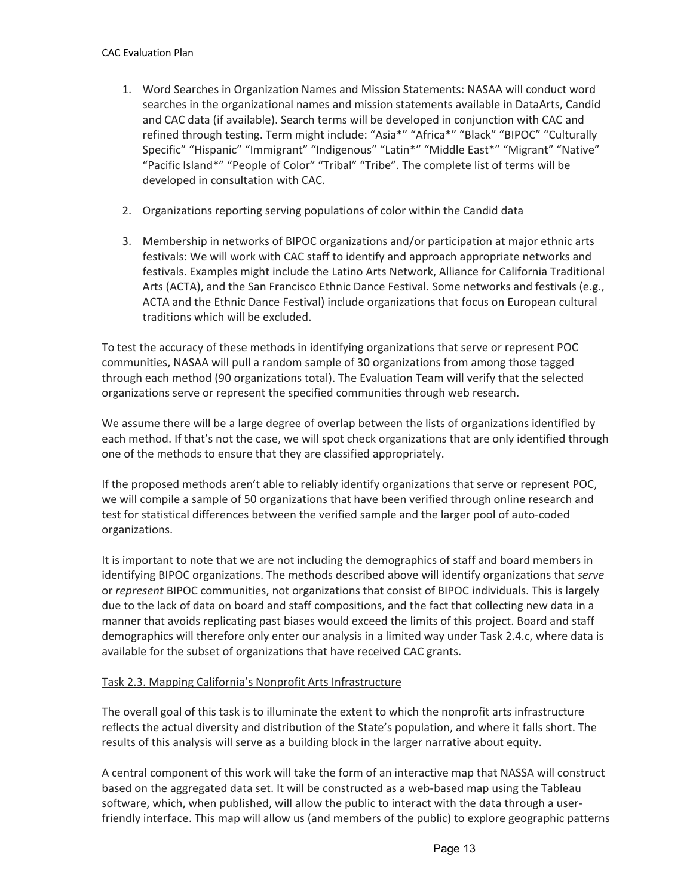1. Word Searches in Organization Names and Mission Statements: NASAA will conduct word searches in the organizational names and mission statements available in DataArts, Candid and CAC data (if available). Search terms will be developed in conjunction with CAC and refined through testing. Term might include: “Asia*” “Africa*” “Black” “BIPOC” “Culturally Specific” “Hispanic” “Immigrant” “Indigenous” “Latin*” “Middle East*” “Migrant” “Native” “Pacific Island*” “People of Color” “Tribal” “Tribe”. The complete list of terms will be developed in consultation with CAC.

2. Organizations reporting serving populations of color within the Candid data

3. Membership in networks of BIPOC organizations and/or participation at major ethnic arts festivals: We will work with CAC staff to identify and approach appropriate networks and festivals. Examples might include the Latino Arts Network, Alliance for California Traditional Arts (ACTA), and the San Francisco Ethnic Dance Festival. Some networks and festivals (e.g., ACTA and the Ethnic Dance Festival) include organizations that focus on European cultural traditions which will be excluded.

To test the accuracy of these methods in identifying organizations that serve or represent POC communities, NASAA will pull a random sample of 30 organizations from among those tagged through each method (90 organizations total). The Evaluation Team will verify that the selected organizations serve or represent the specified communities through web research.

We assume there will be a large degree of overlap between the lists of organizations identified by each method. If that’s not the case, we will spot check organizations that are only identified through one of the methods to ensure that they are classified appropriately.

If the proposed methods aren’t able to reliably identify organizations that serve or represent POC, we will compile a sample of 50 organizations that have been verified through online research and test for statistical differences between the verified sample and the larger pool of auto-coded organizations.

It is important to note that we are not including the demographics of staff and board members in identifying BIPOC organizations. The methods described above will identify organizations that *serve* or *represent* BIPOC communities, not organizations that consist of BIPOC individuals. This is largely due to the lack of data on board and staff compositions, and the fact that collecting new data in a manner that avoids replicating past biases would exceed the limits of this project. Board and staff demographics will therefore only enter our analysis in a limited way under Task 2.4.c, where data is available for the subset of organizations that have received CAC grants.

Task 2.3. Mapping California’s Nonprofit Arts Infrastructure

The overall goal of this task is to illuminate the extent to which the nonprofit arts infrastructure reflects the actual diversity and distribution of the State’s population, and where it falls short. The results of this analysis will serve as a building block in the larger narrative about equity.

A central component of this work will take the form of an interactive map that NASSA will construct based on the aggregated data set. It will be constructed as a web-based map using the Tableau software, which, when published, will allow the public to interact with the data through a user-friendly interface. This map will allow us (and members of the public) to explore geographic patterns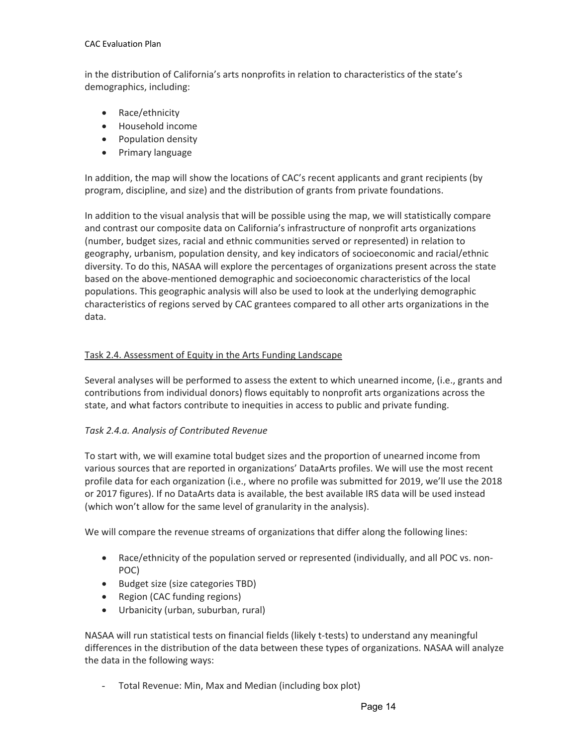in the distribution of California's arts nonprofits in relation to characteristics of the state's demographics, including:

- Race/ethnicity
- Household income
- Population density
- Primary language

In addition, the map will show the locations of CAC's recent applicants and grant recipients (by program, discipline, and size) and the distribution of grants from private foundations.

In addition to the visual analysis that will be possible using the map, we will statistically compare and contrast our composite data on California's infrastructure of nonprofit arts organizations (number, budget sizes, racial and ethnic communities served or represented) in relation to geography, urbanism, population density, and key indicators of socioeconomic and racial/ethnic diversity. To do this, NASAA will explore the percentages of organizations present across the state based on the above-mentioned demographic and socioeconomic characteristics of the local populations. This geographic analysis will also be used to look at the underlying demographic characteristics of regions served by CAC grantees compared to all other arts organizations in the data.

<u>Task 2.4. Assessment of Equity in the Arts Funding Landscape</u>

Several analyses will be performed to assess the extent to which unearned income, (i.e., grants and contributions from individual donors) flows equitably to nonprofit arts organizations across the state, and what factors contribute to inequities in access to public and private funding.

*Task 2.4.a. Analysis of Contributed Revenue*

To start with, we will examine total budget sizes and the proportion of unearned income from various sources that are reported in organizations' DataArts profiles. We will use the most recent profile data for each organization (i.e., where no profile was submitted for 2019, we'll use the 2018 or 2017 figures). If no DataArts data is available, the best available IRS data will be used instead (which won't allow for the same level of granularity in the analysis).

We will compare the revenue streams of organizations that differ along the following lines:

- Race/ethnicity of the population served or represented (individually, and all POC vs. non-POC)
- Budget size (size categories TBD)
- Region (CAC funding regions)
- Urbanicity (urban, suburban, rural)

NASAA will run statistical tests on financial fields (likely t-tests) to understand any meaningful differences in the distribution of the data between these types of organizations. NASAA will analyze the data in the following ways:

- Total Revenue: Min, Max and Median (including box plot)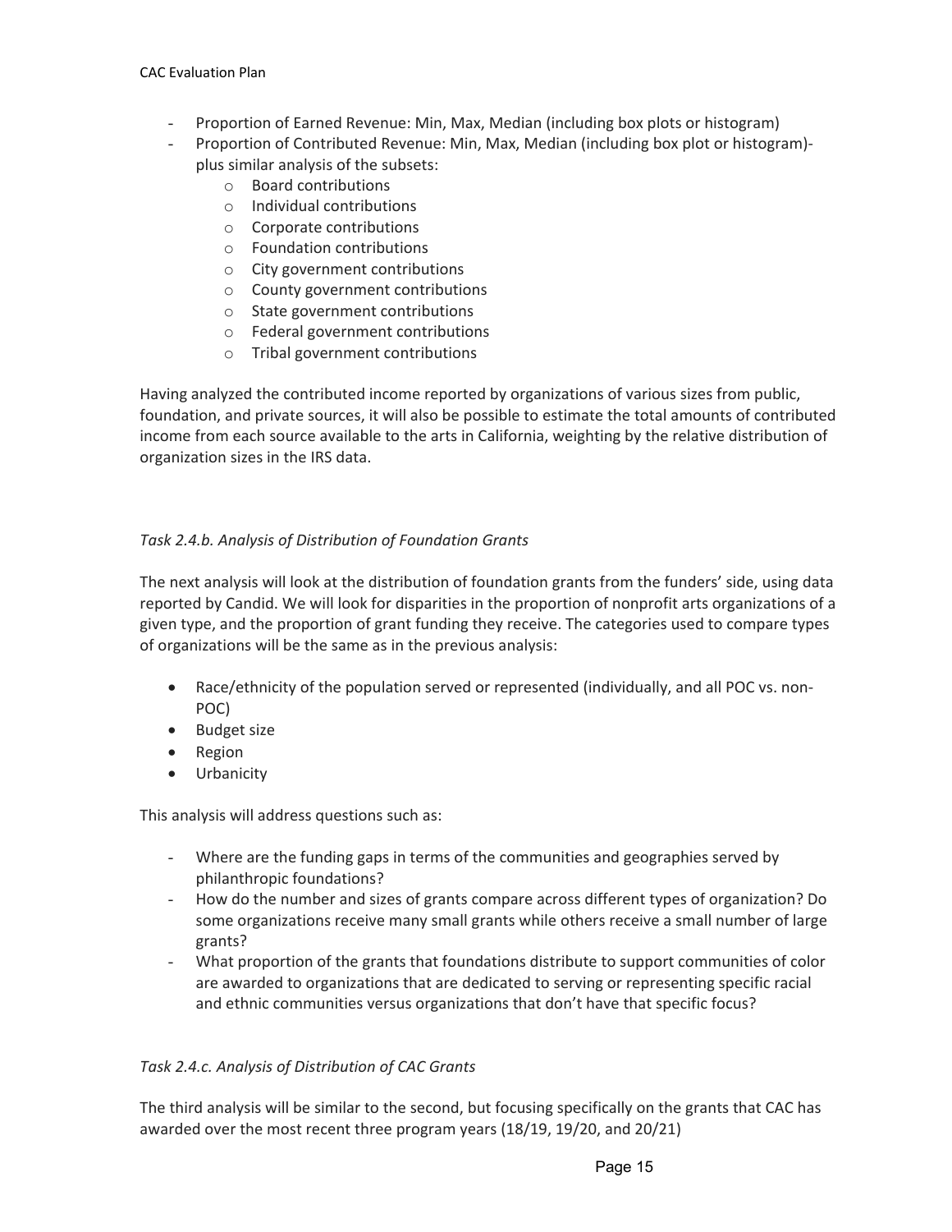- Proportion of Earned Revenue: Min, Max, Median (including box plots or histogram)
- Proportion of Contributed Revenue: Min, Max, Median (including box plot or histogram)- plus similar analysis of the subsets:
    - Board contributions
    - Individual contributions
    - Corporate contributions
    - Foundation contributions
    - City government contributions
    - County government contributions
    - State government contributions
    - Federal government contributions
    - Tribal government contributions

Having analyzed the contributed income reported by organizations of various sizes from public, foundation, and private sources, it will also be possible to estimate the total amounts of contributed income from each source available to the arts in California, weighting by the relative distribution of organization sizes in the IRS data.

*Task 2.4.b. Analysis of Distribution of Foundation Grants*

The next analysis will look at the distribution of foundation grants from the funders' side, using data reported by Candid. We will look for disparities in the proportion of nonprofit arts organizations of a given type, and the proportion of grant funding they receive. The categories used to compare types of organizations will be the same as in the previous analysis:

- Race/ethnicity of the population served or represented (individually, and all POC vs. non-POC)
- Budget size
- Region
- Urbanicity

This analysis will address questions such as:

- Where are the funding gaps in terms of the communities and geographies served by philanthropic foundations?
- How do the number and sizes of grants compare across different types of organization? Do some organizations receive many small grants while others receive a small number of large grants?
- What proportion of the grants that foundations distribute to support communities of color are awarded to organizations that are dedicated to serving or representing specific racial and ethnic communities versus organizations that don't have that specific focus?

*Task 2.4.c. Analysis of Distribution of CAC Grants*

The third analysis will be similar to the second, but focusing specifically on the grants that CAC has awarded over the most recent three program years (18/19, 19/20, and 20/21)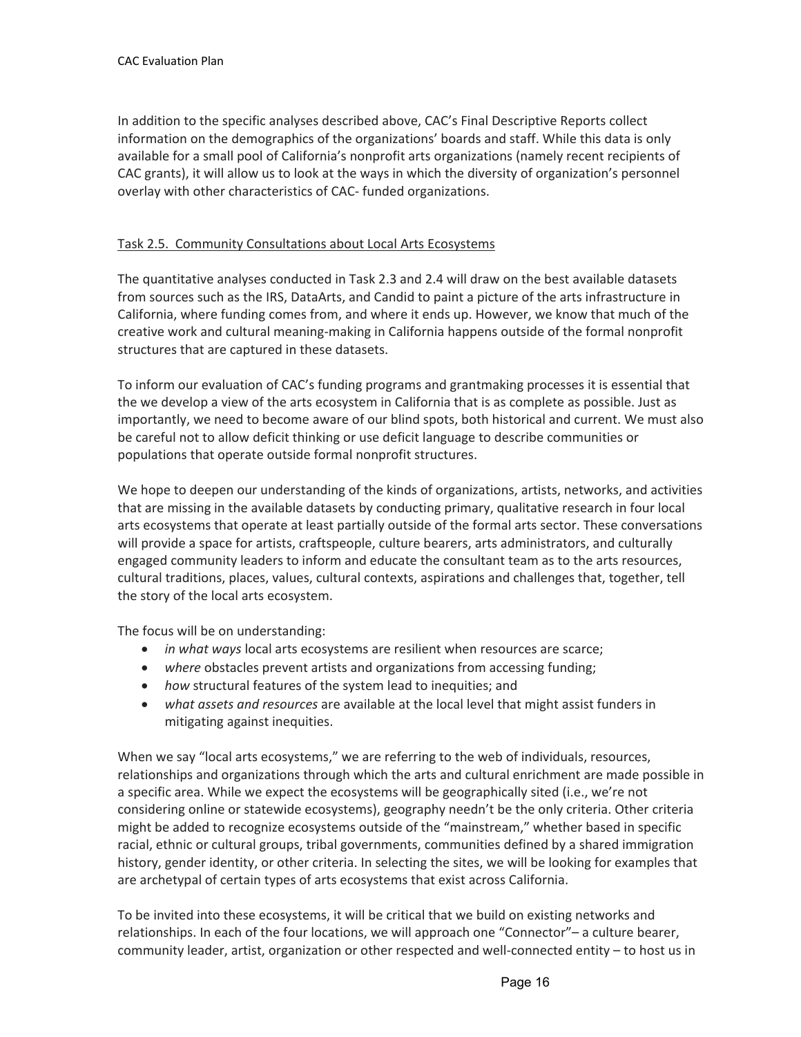In addition to the specific analyses described above, CAC's Final Descriptive Reports collect information on the demographics of the organizations' boards and staff. While this data is only available for a small pool of California's nonprofit arts organizations (namely recent recipients of CAC grants), it will allow us to look at the ways in which the diversity of organization's personnel overlay with other characteristics of CAC- funded organizations.

### Task 2.5. Community Consultations about Local Arts Ecosystems

The quantitative analyses conducted in Task 2.3 and 2.4 will draw on the best available datasets from sources such as the IRS, DataArts, and Candid to paint a picture of the arts infrastructure in California, where funding comes from, and where it ends up. However, we know that much of the creative work and cultural meaning-making in California happens outside of the formal nonprofit structures that are captured in these datasets.

To inform our evaluation of CAC's funding programs and grantmaking processes it is essential that the we develop a view of the arts ecosystem in California that is as complete as possible. Just as importantly, we need to become aware of our blind spots, both historical and current. We must also be careful not to allow deficit thinking or use deficit language to describe communities or populations that operate outside formal nonprofit structures.

We hope to deepen our understanding of the kinds of organizations, artists, networks, and activities that are missing in the available datasets by conducting primary, qualitative research in four local arts ecosystems that operate at least partially outside of the formal arts sector. These conversations will provide a space for artists, craftspeople, culture bearers, arts administrators, and culturally engaged community leaders to inform and educate the consultant team as to the arts resources, cultural traditions, places, values, cultural contexts, aspirations and challenges that, together, tell the story of the local arts ecosystem.

The focus will be on understanding:

- *in what ways* local arts ecosystems are resilient when resources are scarce;
- *where* obstacles prevent artists and organizations from accessing funding;
- *how* structural features of the system lead to inequities; and
- *what assets and resources* are available at the local level that might assist funders in mitigating against inequities.

When we say "local arts ecosystems," we are referring to the web of individuals, resources, relationships and organizations through which the arts and cultural enrichment are made possible in a specific area. While we expect the ecosystems will be geographically sited (i.e., we're not considering online or statewide ecosystems), geography needn't be the only criteria. Other criteria might be added to recognize ecosystems outside of the "mainstream," whether based in specific racial, ethnic or cultural groups, tribal governments, communities defined by a shared immigration history, gender identity, or other criteria. In selecting the sites, we will be looking for examples that are archetypal of certain types of arts ecosystems that exist across California.

To be invited into these ecosystems, it will be critical that we build on existing networks and relationships. In each of the four locations, we will approach one "Connector"– a culture bearer, community leader, artist, organization or other respected and well-connected entity – to host us in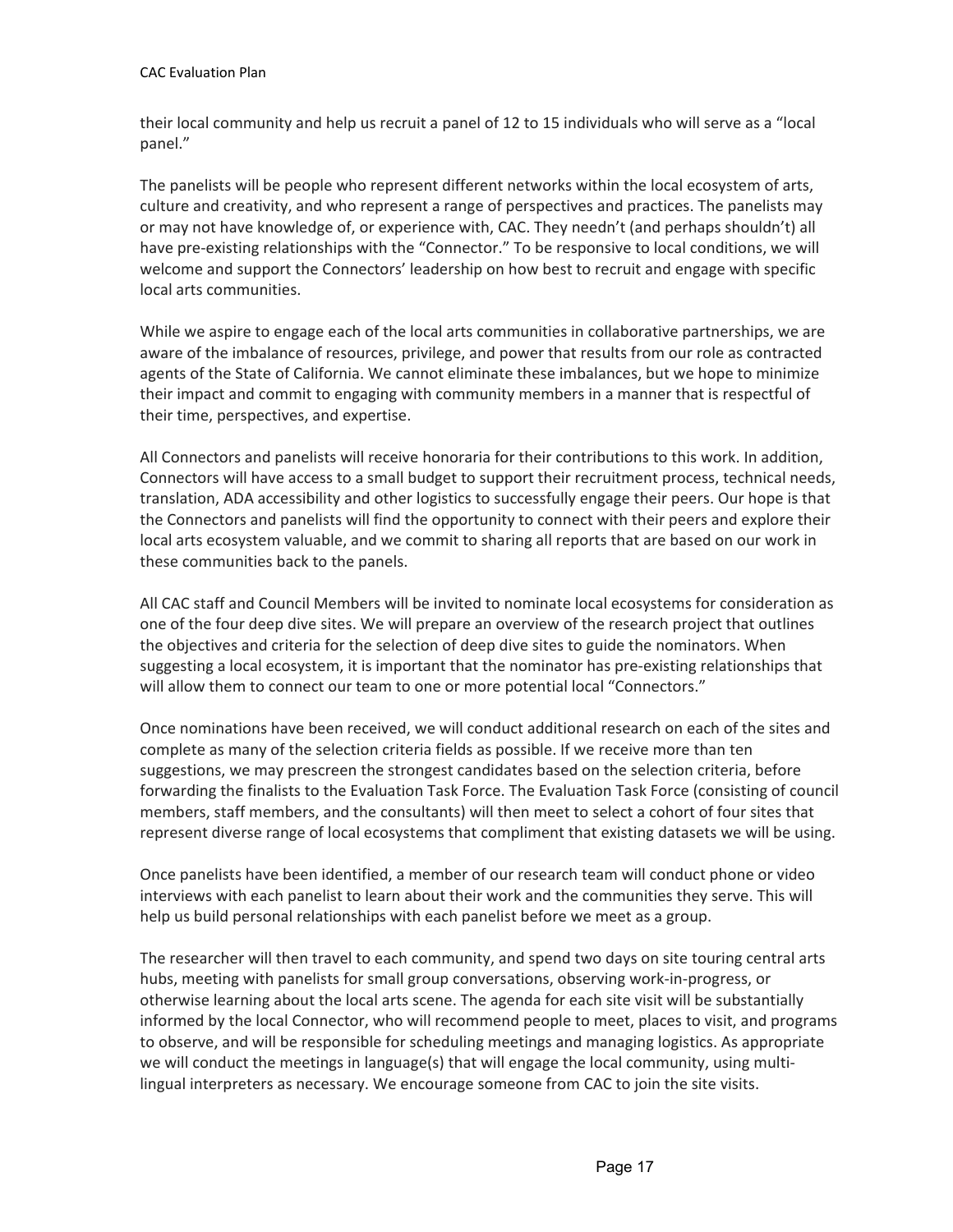their local community and help us recruit a panel of 12 to 15 individuals who will serve as a "local panel."

The panelists will be people who represent different networks within the local ecosystem of arts, culture and creativity, and who represent a range of perspectives and practices. The panelists may or may not have knowledge of, or experience with, CAC. They needn't (and perhaps shouldn't) all have pre-existing relationships with the "Connector." To be responsive to local conditions, we will welcome and support the Connectors' leadership on how best to recruit and engage with specific local arts communities.

While we aspire to engage each of the local arts communities in collaborative partnerships, we are aware of the imbalance of resources, privilege, and power that results from our role as contracted agents of the State of California. We cannot eliminate these imbalances, but we hope to minimize their impact and commit to engaging with community members in a manner that is respectful of their time, perspectives, and expertise.

All Connectors and panelists will receive honoraria for their contributions to this work. In addition, Connectors will have access to a small budget to support their recruitment process, technical needs, translation, ADA accessibility and other logistics to successfully engage their peers. Our hope is that the Connectors and panelists will find the opportunity to connect with their peers and explore their local arts ecosystem valuable, and we commit to sharing all reports that are based on our work in these communities back to the panels.

All CAC staff and Council Members will be invited to nominate local ecosystems for consideration as one of the four deep dive sites. We will prepare an overview of the research project that outlines the objectives and criteria for the selection of deep dive sites to guide the nominators. When suggesting a local ecosystem, it is important that the nominator has pre-existing relationships that will allow them to connect our team to one or more potential local "Connectors."

Once nominations have been received, we will conduct additional research on each of the sites and complete as many of the selection criteria fields as possible. If we receive more than ten suggestions, we may prescreen the strongest candidates based on the selection criteria, before forwarding the finalists to the Evaluation Task Force. The Evaluation Task Force (consisting of council members, staff members, and the consultants) will then meet to select a cohort of four sites that represent diverse range of local ecosystems that compliment that existing datasets we will be using.

Once panelists have been identified, a member of our research team will conduct phone or video interviews with each panelist to learn about their work and the communities they serve. This will help us build personal relationships with each panelist before we meet as a group.

The researcher will then travel to each community, and spend two days on site touring central arts hubs, meeting with panelists for small group conversations, observing work-in-progress, or otherwise learning about the local arts scene. The agenda for each site visit will be substantially informed by the local Connector, who will recommend people to meet, places to visit, and programs to observe, and will be responsible for scheduling meetings and managing logistics. As appropriate we will conduct the meetings in language(s) that will engage the local community, using multi-lingual interpreters as necessary. We encourage someone from CAC to join the site visits.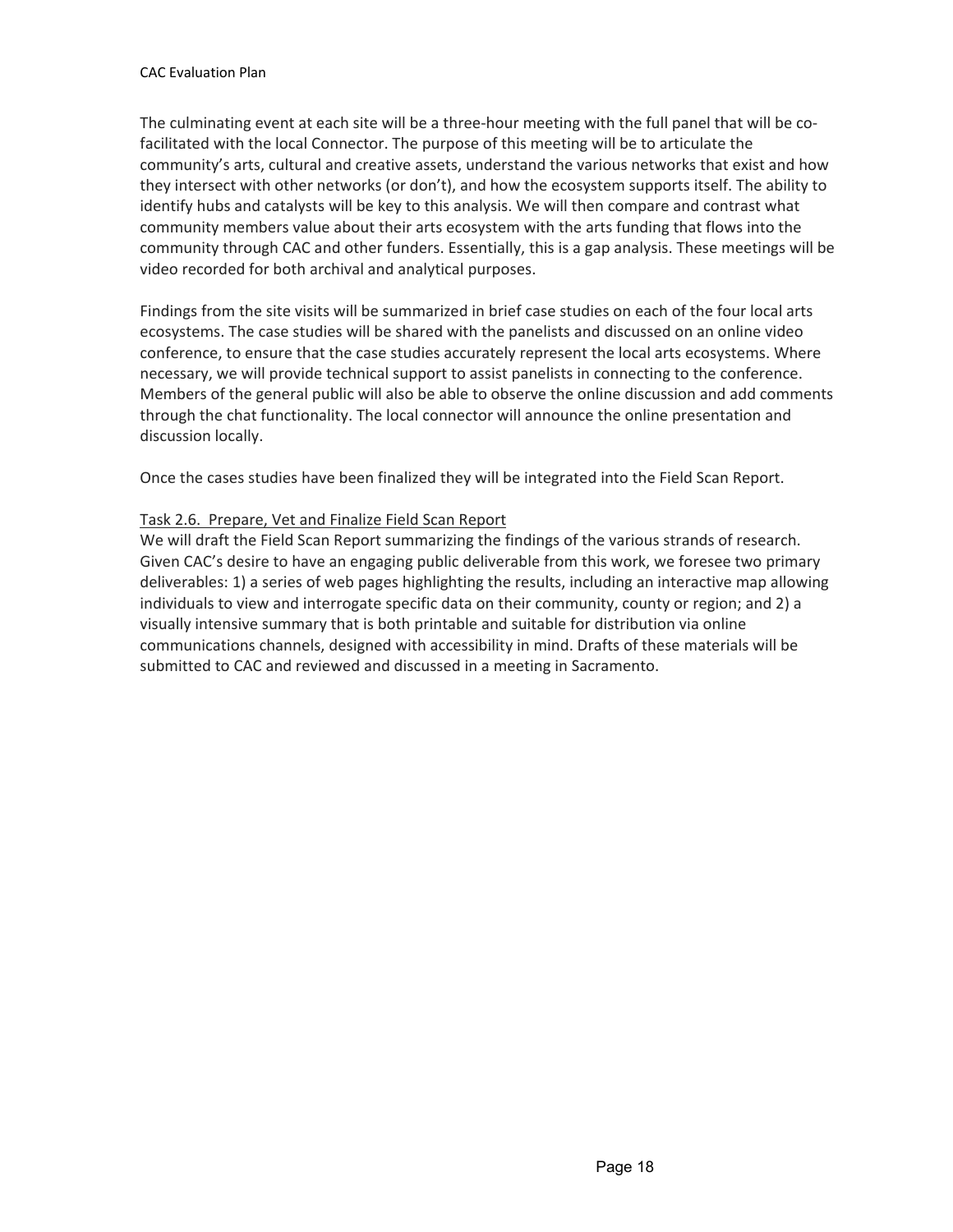The culminating event at each site will be a three-hour meeting with the full panel that will be co-facilitated with the local Connector. The purpose of this meeting will be to articulate the community's arts, cultural and creative assets, understand the various networks that exist and how they intersect with other networks (or don't), and how the ecosystem supports itself. The ability to identify hubs and catalysts will be key to this analysis. We will then compare and contrast what community members value about their arts ecosystem with the arts funding that flows into the community through CAC and other funders. Essentially, this is a gap analysis. These meetings will be video recorded for both archival and analytical purposes.

Findings from the site visits will be summarized in brief case studies on each of the four local arts ecosystems. The case studies will be shared with the panelists and discussed on an online video conference, to ensure that the case studies accurately represent the local arts ecosystems. Where necessary, we will provide technical support to assist panelists in connecting to the conference. Members of the general public will also be able to observe the online discussion and add comments through the chat functionality. The local connector will announce the online presentation and discussion locally.

Once the cases studies have been finalized they will be integrated into the Field Scan Report.

<u>Task 2.6. Prepare, Vet and Finalize Field Scan Report</u>

We will draft the Field Scan Report summarizing the findings of the various strands of research. Given CAC's desire to have an engaging public deliverable from this work, we foresee two primary deliverables: 1) a series of web pages highlighting the results, including an interactive map allowing individuals to view and interrogate specific data on their community, county or region; and 2) a visually intensive summary that is both printable and suitable for distribution via online communications channels, designed with accessibility in mind. Drafts of these materials will be submitted to CAC and reviewed and discussed in a meeting in Sacramento.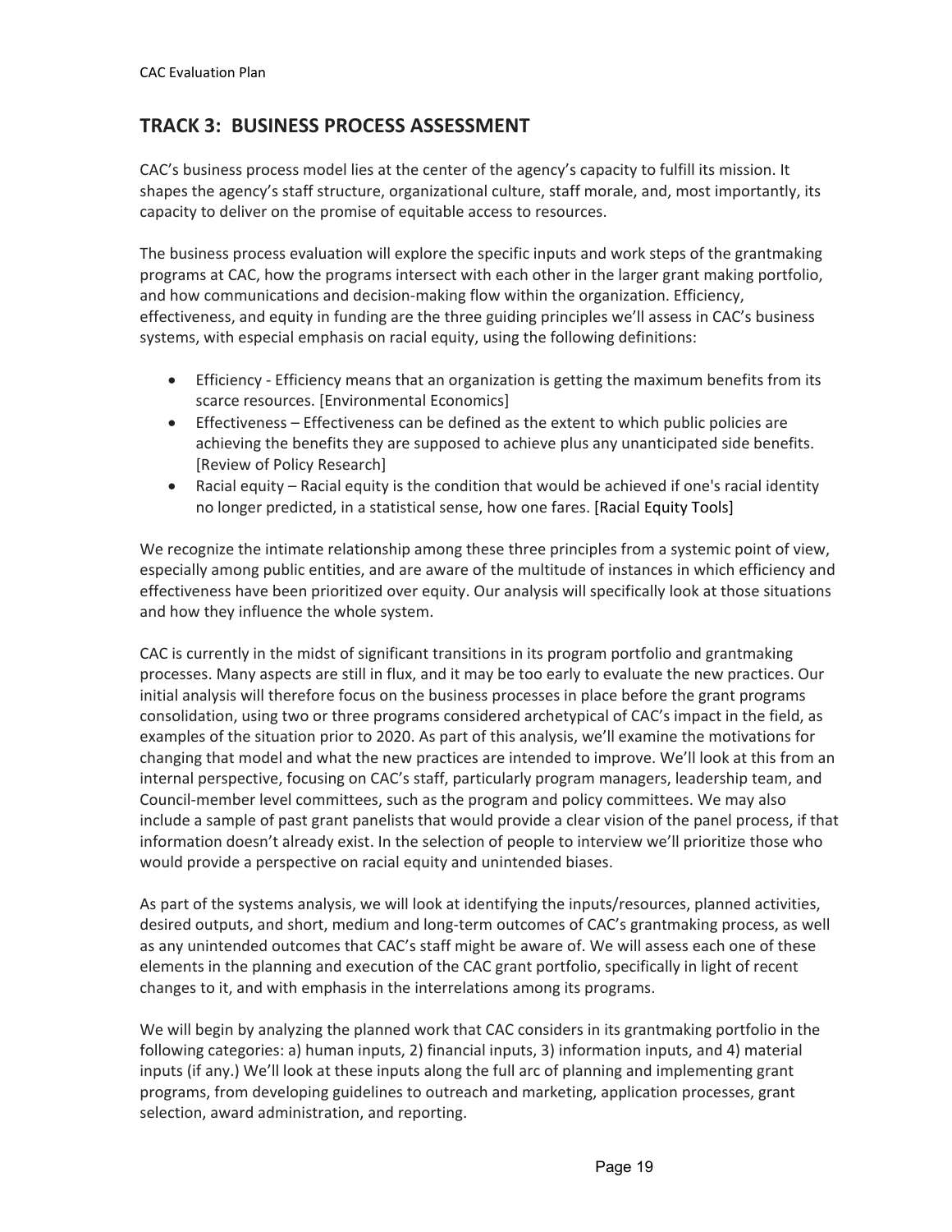## TRACK 3: BUSINESS PROCESS ASSESSMENT

CAC's business process model lies at the center of the agency's capacity to fulfill its mission. It shapes the agency's staff structure, organizational culture, staff morale, and, most importantly, its capacity to deliver on the promise of equitable access to resources.

The business process evaluation will explore the specific inputs and work steps of the grantmaking programs at CAC, how the programs intersect with each other in the larger grant making portfolio, and how communications and decision-making flow within the organization. Efficiency, effectiveness, and equity in funding are the three guiding principles we'll assess in CAC's business systems, with especial emphasis on racial equity, using the following definitions:

- Efficiency - Efficiency means that an organization is getting the maximum benefits from its scarce resources. [Environmental Economics]
- Effectiveness – Effectiveness can be defined as the extent to which public policies are achieving the benefits they are supposed to achieve plus any unanticipated side benefits. [Review of Policy Research]
- Racial equity – Racial equity is the condition that would be achieved if one's racial identity no longer predicted, in a statistical sense, how one fares. [Racial Equity Tools]

We recognize the intimate relationship among these three principles from a systemic point of view, especially among public entities, and are aware of the multitude of instances in which efficiency and effectiveness have been prioritized over equity. Our analysis will specifically look at those situations and how they influence the whole system.

CAC is currently in the midst of significant transitions in its program portfolio and grantmaking processes. Many aspects are still in flux, and it may be too early to evaluate the new practices. Our initial analysis will therefore focus on the business processes in place before the grant programs consolidation, using two or three programs considered archetypical of CAC's impact in the field, as examples of the situation prior to 2020. As part of this analysis, we'll examine the motivations for changing that model and what the new practices are intended to improve. We'll look at this from an internal perspective, focusing on CAC's staff, particularly program managers, leadership team, and Council-member level committees, such as the program and policy committees. We may also include a sample of past grant panelists that would provide a clear vision of the panel process, if that information doesn't already exist. In the selection of people to interview we'll prioritize those who would provide a perspective on racial equity and unintended biases.

As part of the systems analysis, we will look at identifying the inputs/resources, planned activities, desired outputs, and short, medium and long-term outcomes of CAC's grantmaking process, as well as any unintended outcomes that CAC's staff might be aware of. We will assess each one of these elements in the planning and execution of the CAC grant portfolio, specifically in light of recent changes to it, and with emphasis in the interrelations among its programs.

We will begin by analyzing the planned work that CAC considers in its grantmaking portfolio in the following categories: a) human inputs, 2) financial inputs, 3) information inputs, and 4) material inputs (if any.) We'll look at these inputs along the full arc of planning and implementing grant programs, from developing guidelines to outreach and marketing, application processes, grant selection, award administration, and reporting.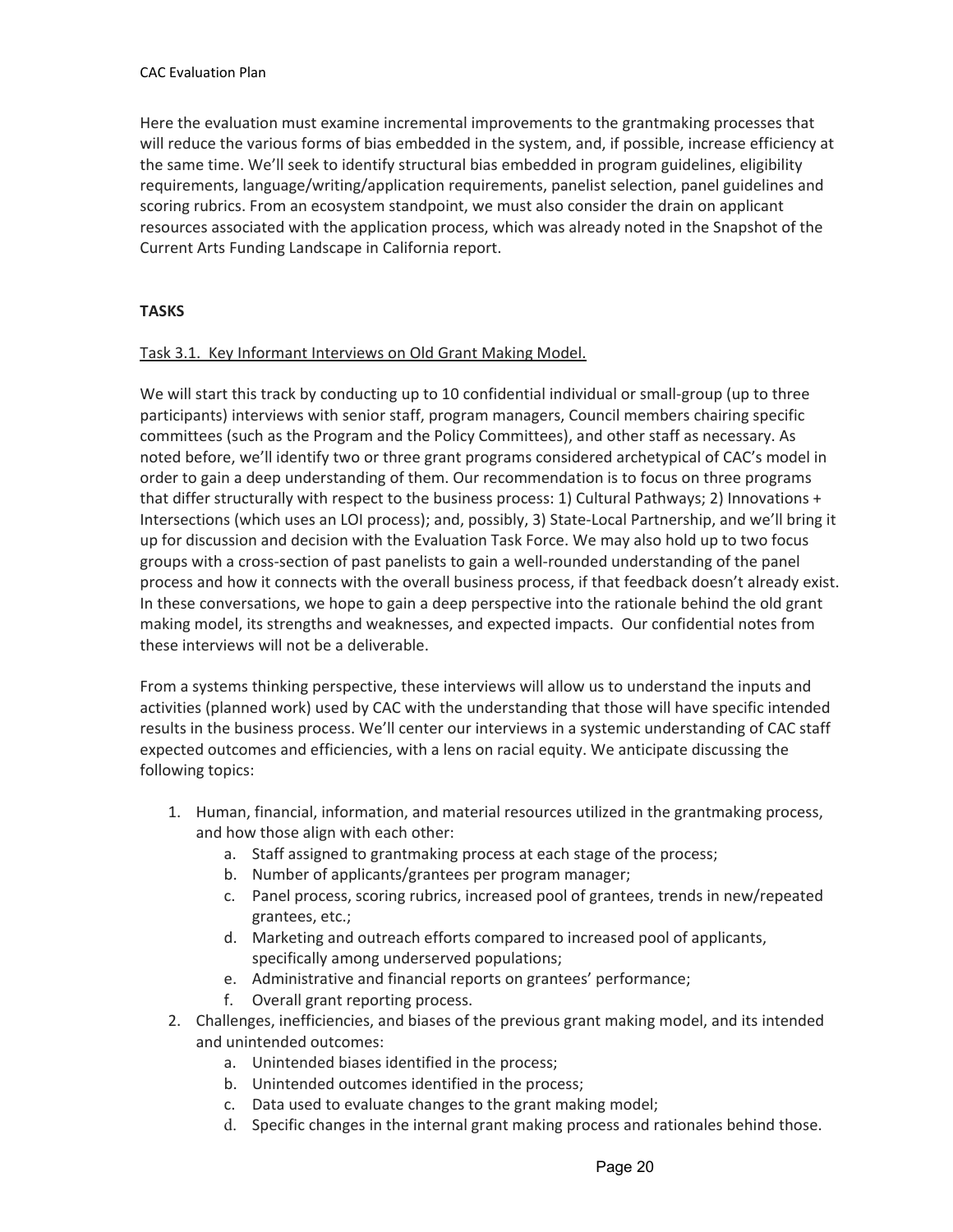Here the evaluation must examine incremental improvements to the grantmaking processes that will reduce the various forms of bias embedded in the system, and, if possible, increase efficiency at the same time. We'll seek to identify structural bias embedded in program guidelines, eligibility requirements, language/writing/application requirements, panelist selection, panel guidelines and scoring rubrics. From an ecosystem standpoint, we must also consider the drain on applicant resources associated with the application process, which was already noted in the Snapshot of the Current Arts Funding Landscape in California report.

**TASKS**

<u>Task 3.1. Key Informant Interviews on Old Grant Making Model.</u>

We will start this track by conducting up to 10 confidential individual or small-group (up to three participants) interviews with senior staff, program managers, Council members chairing specific committees (such as the Program and the Policy Committees), and other staff as necessary. As noted before, we'll identify two or three grant programs considered archetypical of CAC's model in order to gain a deep understanding of them. Our recommendation is to focus on three programs that differ structurally with respect to the business process: 1) Cultural Pathways; 2) Innovations + Intersections (which uses an LOI process); and, possibly, 3) State-Local Partnership, and we'll bring it up for discussion and decision with the Evaluation Task Force. We may also hold up to two focus groups with a cross-section of past panelists to gain a well-rounded understanding of the panel process and how it connects with the overall business process, if that feedback doesn't already exist. In these conversations, we hope to gain a deep perspective into the rationale behind the old grant making model, its strengths and weaknesses, and expected impacts. Our confidential notes from these interviews will not be a deliverable.

From a systems thinking perspective, these interviews will allow us to understand the inputs and activities (planned work) used by CAC with the understanding that those will have specific intended results in the business process. We'll center our interviews in a systemic understanding of CAC staff expected outcomes and efficiencies, with a lens on racial equity. We anticipate discussing the following topics:

1. Human, financial, information, and material resources utilized in the grantmaking process, and how those align with each other:
    a. Staff assigned to grantmaking process at each stage of the process;
    b. Number of applicants/grantees per program manager;
    c. Panel process, scoring rubrics, increased pool of grantees, trends in new/repeated grantees, etc.;
    d. Marketing and outreach efforts compared to increased pool of applicants, specifically among underserved populations;
    e. Administrative and financial reports on grantees' performance;
    f. Overall grant reporting process.
2. Challenges, inefficiencies, and biases of the previous grant making model, and its intended and unintended outcomes:
    a. Unintended biases identified in the process;
    b. Unintended outcomes identified in the process;
    c. Data used to evaluate changes to the grant making model;
    d. Specific changes in the internal grant making process and rationales behind those.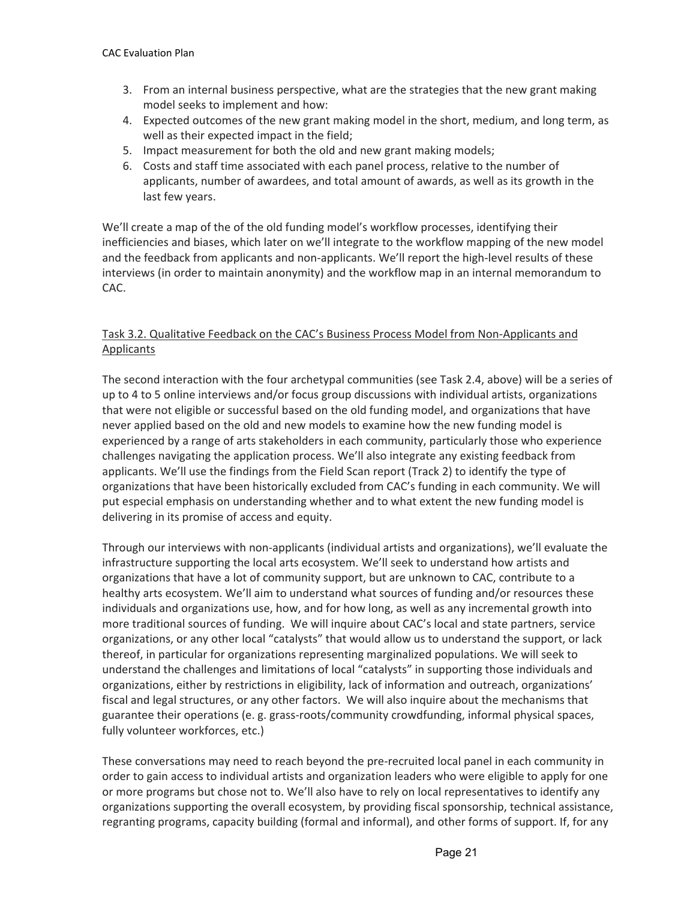3. From an internal business perspective, what are the strategies that the new grant making model seeks to implement and how:
4. Expected outcomes of the new grant making model in the short, medium, and long term, as well as their expected impact in the field;
5. Impact measurement for both the old and new grant making models;
6. Costs and staff time associated with each panel process, relative to the number of applicants, number of awardees, and total amount of awards, as well as its growth in the last few years.

We'll create a map of the of the old funding model's workflow processes, identifying their inefficiencies and biases, which later on we'll integrate to the workflow mapping of the new model and the feedback from applicants and non-applicants. We'll report the high-level results of these interviews (in order to maintain anonymity) and the workflow map in an internal memorandum to CAC.

<u>Task 3.2. Qualitative Feedback on the CAC's Business Process Model from Non-Applicants and Applicants</u>

The second interaction with the four archetypal communities (see Task 2.4, above) will be a series of up to 4 to 5 online interviews and/or focus group discussions with individual artists, organizations that were not eligible or successful based on the old funding model, and organizations that have never applied based on the old and new models to examine how the new funding model is experienced by a range of arts stakeholders in each community, particularly those who experience challenges navigating the application process. We'll also integrate any existing feedback from applicants. We'll use the findings from the Field Scan report (Track 2) to identify the type of organizations that have been historically excluded from CAC's funding in each community. We will put especial emphasis on understanding whether and to what extent the new funding model is delivering in its promise of access and equity.

Through our interviews with non-applicants (individual artists and organizations), we'll evaluate the infrastructure supporting the local arts ecosystem. We'll seek to understand how artists and organizations that have a lot of community support, but are unknown to CAC, contribute to a healthy arts ecosystem. We'll aim to understand what sources of funding and/or resources these individuals and organizations use, how, and for how long, as well as any incremental growth into more traditional sources of funding. We will inquire about CAC's local and state partners, service organizations, or any other local "catalysts" that would allow us to understand the support, or lack thereof, in particular for organizations representing marginalized populations. We will seek to understand the challenges and limitations of local "catalysts" in supporting those individuals and organizations, either by restrictions in eligibility, lack of information and outreach, organizations' fiscal and legal structures, or any other factors. We will also inquire about the mechanisms that guarantee their operations (e. g. grass-roots/community crowdfunding, informal physical spaces, fully volunteer workforces, etc.)

These conversations may need to reach beyond the pre-recruited local panel in each community in order to gain access to individual artists and organization leaders who were eligible to apply for one or more programs but chose not to. We'll also have to rely on local representatives to identify any organizations supporting the overall ecosystem, by providing fiscal sponsorship, technical assistance, regranting programs, capacity building (formal and informal), and other forms of support. If, for any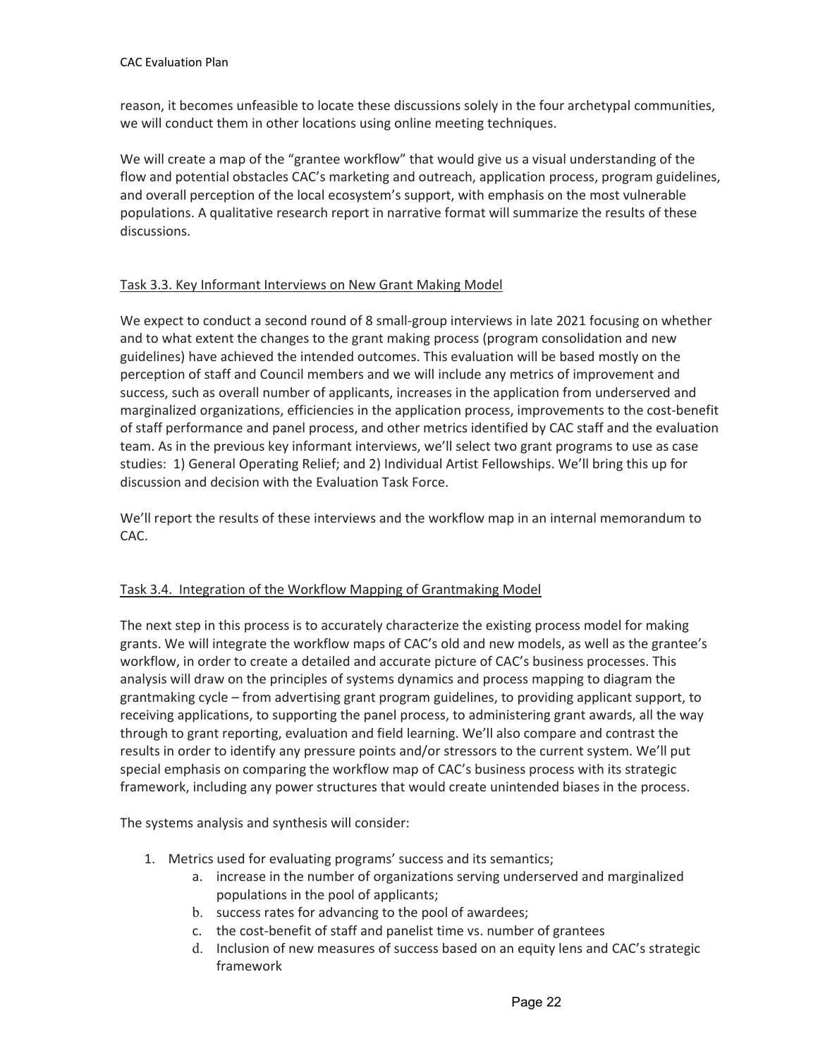reason, it becomes unfeasible to locate these discussions solely in the four archetypal communities, we will conduct them in other locations using online meeting techniques.

We will create a map of the "grantee workflow" that would give us a visual understanding of the flow and potential obstacles CAC's marketing and outreach, application process, program guidelines, and overall perception of the local ecosystem's support, with emphasis on the most vulnerable populations. A qualitative research report in narrative format will summarize the results of these discussions.

### Task 3.3. Key Informant Interviews on New Grant Making Model

We expect to conduct a second round of 8 small-group interviews in late 2021 focusing on whether and to what extent the changes to the grant making process (program consolidation and new guidelines) have achieved the intended outcomes. This evaluation will be based mostly on the perception of staff and Council members and we will include any metrics of improvement and success, such as overall number of applicants, increases in the application from underserved and marginalized organizations, efficiencies in the application process, improvements to the cost-benefit of staff performance and panel process, and other metrics identified by CAC staff and the evaluation team. As in the previous key informant interviews, we'll select two grant programs to use as case studies: 1) General Operating Relief; and 2) Individual Artist Fellowships. We'll bring this up for discussion and decision with the Evaluation Task Force.

We'll report the results of these interviews and the workflow map in an internal memorandum to CAC.

### Task 3.4. Integration of the Workflow Mapping of Grantmaking Model

The next step in this process is to accurately characterize the existing process model for making grants. We will integrate the workflow maps of CAC's old and new models, as well as the grantee's workflow, in order to create a detailed and accurate picture of CAC's business processes. This analysis will draw on the principles of systems dynamics and process mapping to diagram the grantmaking cycle – from advertising grant program guidelines, to providing applicant support, to receiving applications, to supporting the panel process, to administering grant awards, all the way through to grant reporting, evaluation and field learning. We'll also compare and contrast the results in order to identify any pressure points and/or stressors to the current system. We'll put special emphasis on comparing the workflow map of CAC's business process with its strategic framework, including any power structures that would create unintended biases in the process.

The systems analysis and synthesis will consider:

1. Metrics used for evaluating programs' success and its semantics;
   a. increase in the number of organizations serving underserved and marginalized populations in the pool of applicants;
   b. success rates for advancing to the pool of awardees;
   c. the cost-benefit of staff and panelist time vs. number of grantees
   d. Inclusion of new measures of success based on an equity lens and CAC's strategic framework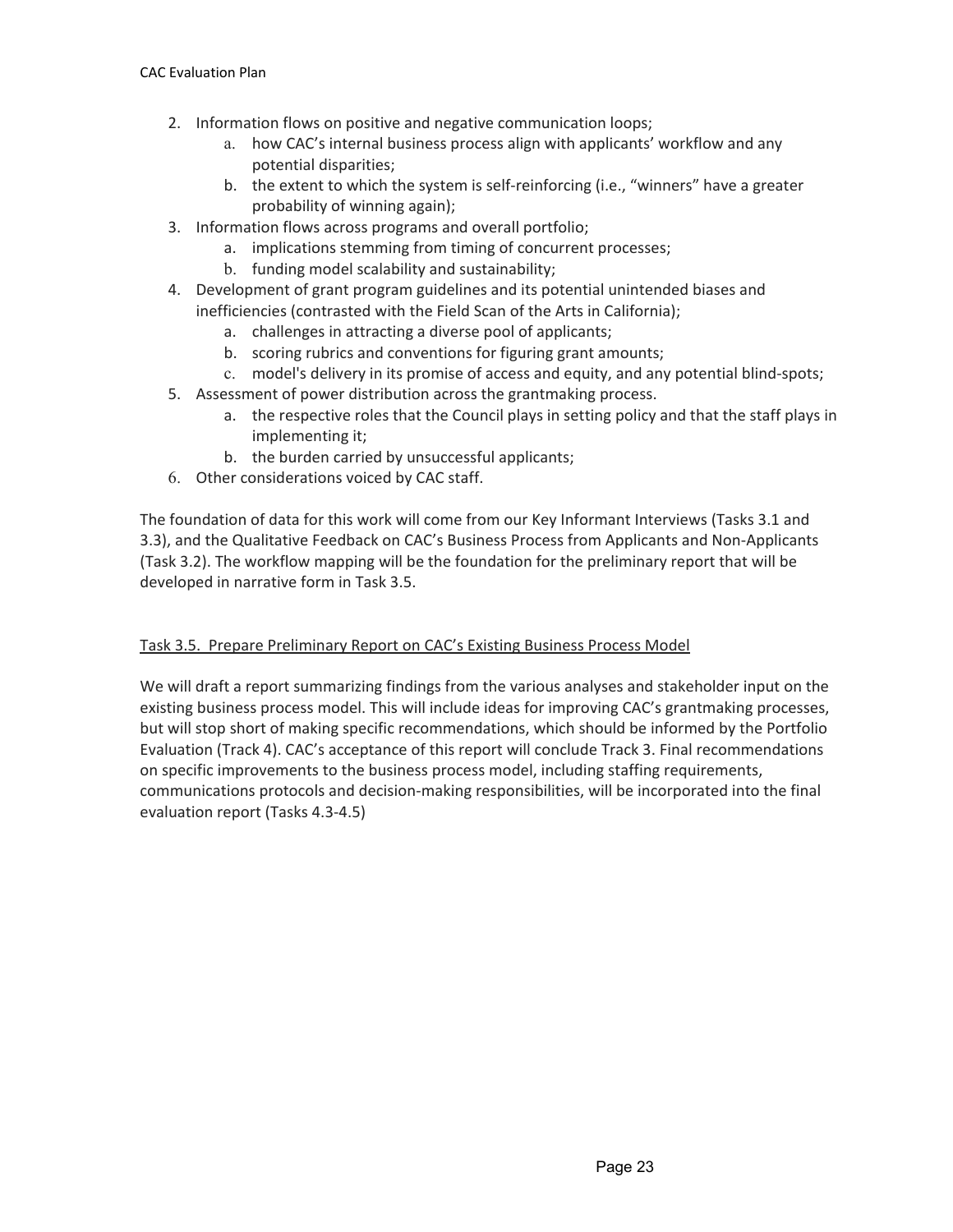2. Information flows on positive and negative communication loops;
    a. how CAC's internal business process align with applicants' workflow and any potential disparities;
    b. the extent to which the system is self-reinforcing (i.e., "winners" have a greater probability of winning again);
3. Information flows across programs and overall portfolio;
    a. implications stemming from timing of concurrent processes;
    b. funding model scalability and sustainability;
4. Development of grant program guidelines and its potential unintended biases and inefficiencies (contrasted with the Field Scan of the Arts in California);
    a. challenges in attracting a diverse pool of applicants;
    b. scoring rubrics and conventions for figuring grant amounts;
    c. model's delivery in its promise of access and equity, and any potential blind-spots;
5. Assessment of power distribution across the grantmaking process.
    a. the respective roles that the Council plays in setting policy and that the staff plays in implementing it;
    b. the burden carried by unsuccessful applicants;
6. Other considerations voiced by CAC staff.

The foundation of data for this work will come from our Key Informant Interviews (Tasks 3.1 and 3.3), and the Qualitative Feedback on CAC's Business Process from Applicants and Non-Applicants (Task 3.2). The workflow mapping will be the foundation for the preliminary report that will be developed in narrative form in Task 3.5.

<u>Task 3.5. Prepare Preliminary Report on CAC's Existing Business Process Model</u>

We will draft a report summarizing findings from the various analyses and stakeholder input on the existing business process model. This will include ideas for improving CAC's grantmaking processes, but will stop short of making specific recommendations, which should be informed by the Portfolio Evaluation (Track 4). CAC's acceptance of this report will conclude Track 3. Final recommendations on specific improvements to the business process model, including staffing requirements, communications protocols and decision-making responsibilities, will be incorporated into the final evaluation report (Tasks 4.3-4.5)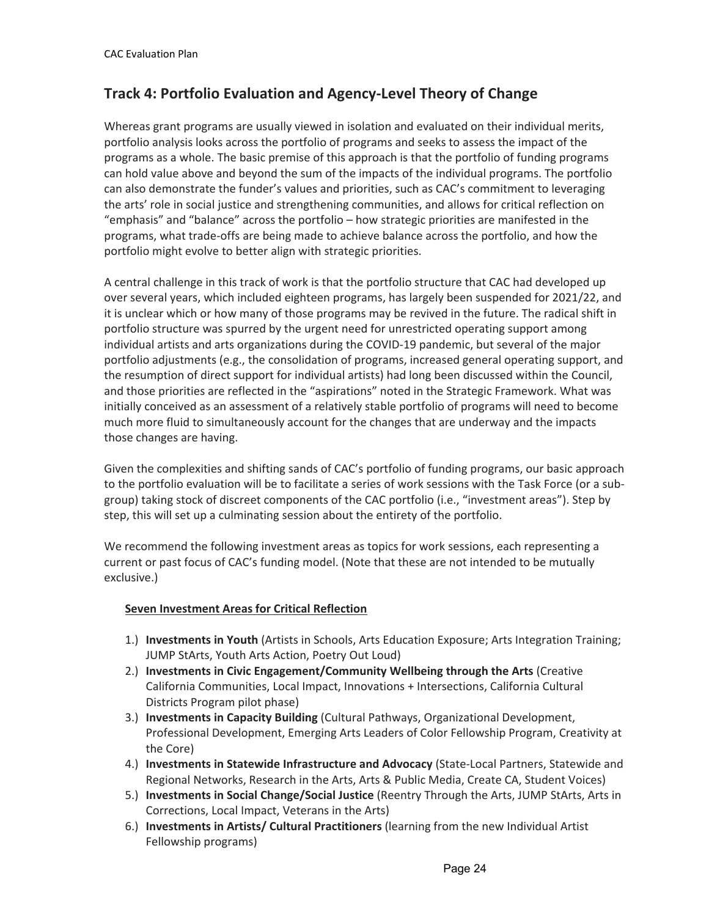## Track 4: Portfolio Evaluation and Agency-Level Theory of Change

Whereas grant programs are usually viewed in isolation and evaluated on their individual merits, portfolio analysis looks across the portfolio of programs and seeks to assess the impact of the programs as a whole. The basic premise of this approach is that the portfolio of funding programs can hold value above and beyond the sum of the impacts of the individual programs. The portfolio can also demonstrate the funder's values and priorities, such as CAC's commitment to leveraging the arts' role in social justice and strengthening communities, and allows for critical reflection on "emphasis" and "balance" across the portfolio – how strategic priorities are manifested in the programs, what trade-offs are being made to achieve balance across the portfolio, and how the portfolio might evolve to better align with strategic priorities.

A central challenge in this track of work is that the portfolio structure that CAC had developed up over several years, which included eighteen programs, has largely been suspended for 2021/22, and it is unclear which or how many of those programs may be revived in the future. The radical shift in portfolio structure was spurred by the urgent need for unrestricted operating support among individual artists and arts organizations during the COVID-19 pandemic, but several of the major portfolio adjustments (e.g., the consolidation of programs, increased general operating support, and the resumption of direct support for individual artists) had long been discussed within the Council, and those priorities are reflected in the "aspirations" noted in the Strategic Framework. What was initially conceived as an assessment of a relatively stable portfolio of programs will need to become much more fluid to simultaneously account for the changes that are underway and the impacts those changes are having.

Given the complexities and shifting sands of CAC's portfolio of funding programs, our basic approach to the portfolio evaluation will be to facilitate a series of work sessions with the Task Force (or a sub-group) taking stock of discreet components of the CAC portfolio (i.e., "investment areas"). Step by step, this will set up a culminating session about the entirety of the portfolio.

We recommend the following investment areas as topics for work sessions, each representing a current or past focus of CAC's funding model. (Note that these are not intended to be mutually exclusive.)

**<u>Seven Investment Areas for Critical Reflection</u>**

1.) **Investments in Youth** (Artists in Schools, Arts Education Exposure; Arts Integration Training; JUMP StArts, Youth Arts Action, Poetry Out Loud)
2.) **Investments in Civic Engagement/Community Wellbeing through the Arts** (Creative California Communities, Local Impact, Innovations + Intersections, California Cultural Districts Program pilot phase)
3.) **Investments in Capacity Building** (Cultural Pathways, Organizational Development, Professional Development, Emerging Arts Leaders of Color Fellowship Program, Creativity at the Core)
4.) **Investments in Statewide Infrastructure and Advocacy** (State-Local Partners, Statewide and Regional Networks, Research in the Arts, Arts & Public Media, Create CA, Student Voices)
5.) **Investments in Social Change/Social Justice** (Reentry Through the Arts, JUMP StArts, Arts in Corrections, Local Impact, Veterans in the Arts)
6.) **Investments in Artists/ Cultural Practitioners** (learning from the new Individual Artist Fellowship programs)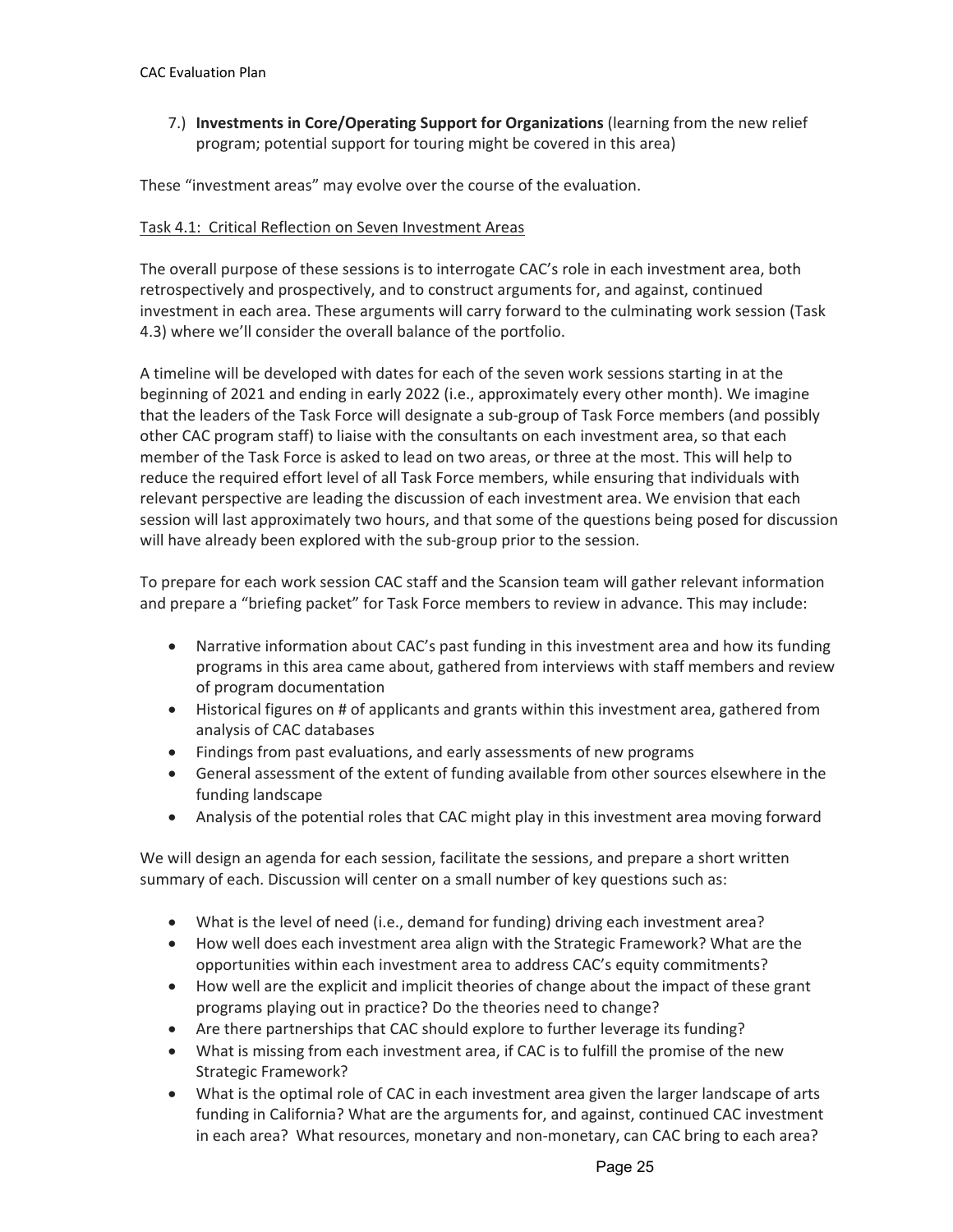7.) **Investments in Core/Operating Support for Organizations** (learning from the new relief program; potential support for touring might be covered in this area)

These "investment areas" may evolve over the course of the evaluation.

Task 4.1: Critical Reflection on Seven Investment Areas

The overall purpose of these sessions is to interrogate CAC's role in each investment area, both retrospectively and prospectively, and to construct arguments for, and against, continued investment in each area. These arguments will carry forward to the culminating work session (Task 4.3) where we'll consider the overall balance of the portfolio.

A timeline will be developed with dates for each of the seven work sessions starting in at the beginning of 2021 and ending in early 2022 (i.e., approximately every other month). We imagine that the leaders of the Task Force will designate a sub-group of Task Force members (and possibly other CAC program staff) to liaise with the consultants on each investment area, so that each member of the Task Force is asked to lead on two areas, or three at the most. This will help to reduce the required effort level of all Task Force members, while ensuring that individuals with relevant perspective are leading the discussion of each investment area. We envision that each session will last approximately two hours, and that some of the questions being posed for discussion will have already been explored with the sub-group prior to the session.

To prepare for each work session CAC staff and the Scansion team will gather relevant information and prepare a "briefing packet" for Task Force members to review in advance. This may include:

- Narrative information about CAC's past funding in this investment area and how its funding programs in this area came about, gathered from interviews with staff members and review of program documentation
- Historical figures on # of applicants and grants within this investment area, gathered from analysis of CAC databases
- Findings from past evaluations, and early assessments of new programs
- General assessment of the extent of funding available from other sources elsewhere in the funding landscape
- Analysis of the potential roles that CAC might play in this investment area moving forward

We will design an agenda for each session, facilitate the sessions, and prepare a short written summary of each. Discussion will center on a small number of key questions such as:

- What is the level of need (i.e., demand for funding) driving each investment area?
- How well does each investment area align with the Strategic Framework? What are the opportunities within each investment area to address CAC's equity commitments?
- How well are the explicit and implicit theories of change about the impact of these grant programs playing out in practice? Do the theories need to change?
- Are there partnerships that CAC should explore to further leverage its funding?
- What is missing from each investment area, if CAC is to fulfill the promise of the new Strategic Framework?
- What is the optimal role of CAC in each investment area given the larger landscape of arts funding in California? What are the arguments for, and against, continued CAC investment in each area? What resources, monetary and non-monetary, can CAC bring to each area?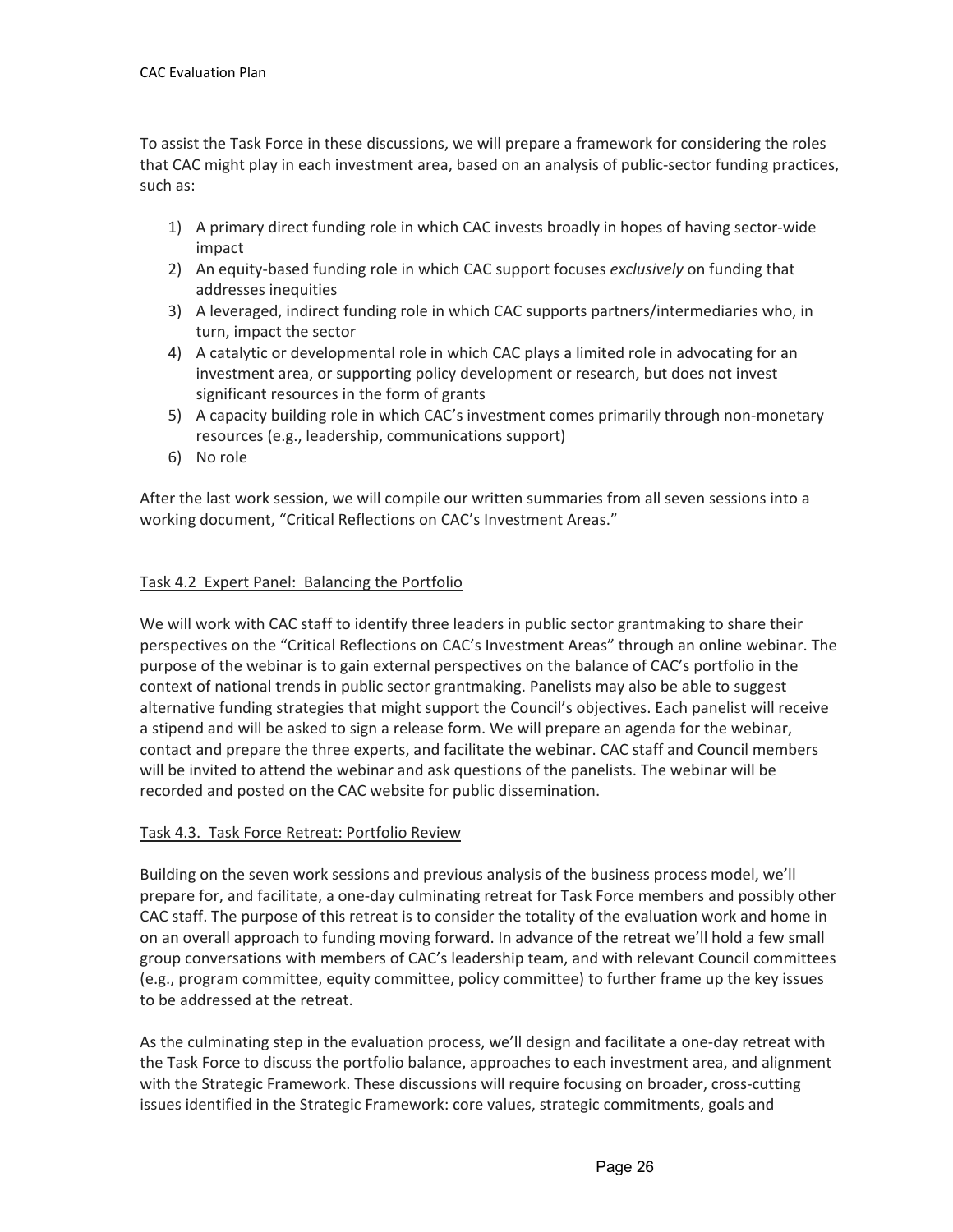To assist the Task Force in these discussions, we will prepare a framework for considering the roles that CAC might play in each investment area, based on an analysis of public-sector funding practices, such as:

1) A primary direct funding role in which CAC invests broadly in hopes of having sector-wide impact
2) An equity-based funding role in which CAC support focuses *exclusively* on funding that addresses inequities
3) A leveraged, indirect funding role in which CAC supports partners/intermediaries who, in turn, impact the sector
4) A catalytic or developmental role in which CAC plays a limited role in advocating for an investment area, or supporting policy development or research, but does not invest significant resources in the form of grants
5) A capacity building role in which CAC's investment comes primarily through non-monetary resources (e.g., leadership, communications support)
6) No role

After the last work session, we will compile our written summaries from all seven sessions into a working document, "Critical Reflections on CAC's Investment Areas."

### Task 4.2 Expert Panel: Balancing the Portfolio

We will work with CAC staff to identify three leaders in public sector grantmaking to share their perspectives on the "Critical Reflections on CAC's Investment Areas" through an online webinar. The purpose of the webinar is to gain external perspectives on the balance of CAC's portfolio in the context of national trends in public sector grantmaking. Panelists may also be able to suggest alternative funding strategies that might support the Council's objectives. Each panelist will receive a stipend and will be asked to sign a release form. We will prepare an agenda for the webinar, contact and prepare the three experts, and facilitate the webinar. CAC staff and Council members will be invited to attend the webinar and ask questions of the panelists. The webinar will be recorded and posted on the CAC website for public dissemination.

### Task 4.3. Task Force Retreat: Portfolio Review

Building on the seven work sessions and previous analysis of the business process model, we'll prepare for, and facilitate, a one-day culminating retreat for Task Force members and possibly other CAC staff. The purpose of this retreat is to consider the totality of the evaluation work and home in on an overall approach to funding moving forward. In advance of the retreat we'll hold a few small group conversations with members of CAC's leadership team, and with relevant Council committees (e.g., program committee, equity committee, policy committee) to further frame up the key issues to be addressed at the retreat.

As the culminating step in the evaluation process, we'll design and facilitate a one-day retreat with the Task Force to discuss the portfolio balance, approaches to each investment area, and alignment with the Strategic Framework. These discussions will require focusing on broader, cross-cutting issues identified in the Strategic Framework: core values, strategic commitments, goals and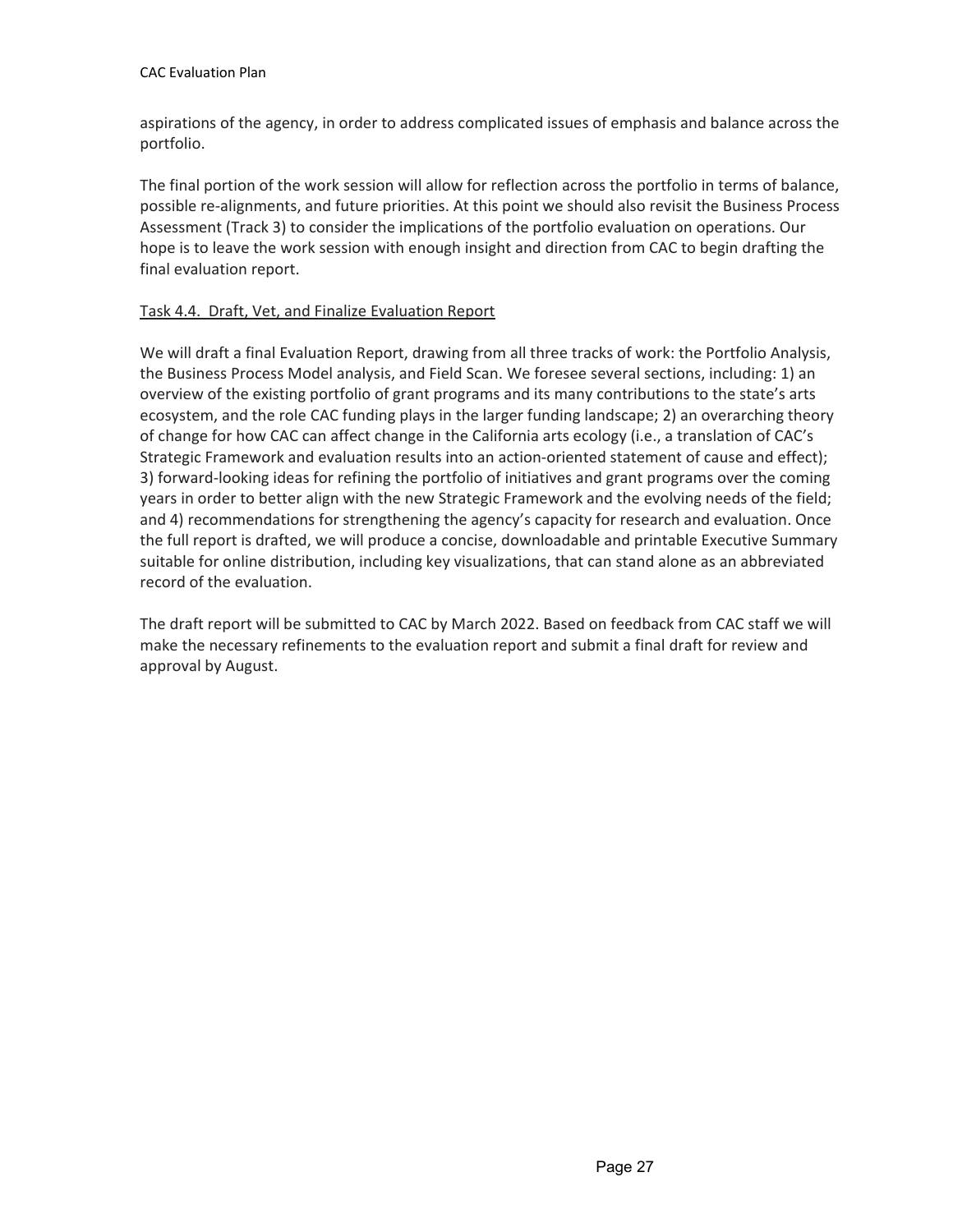aspirations of the agency, in order to address complicated issues of emphasis and balance across the portfolio.

The final portion of the work session will allow for reflection across the portfolio in terms of balance, possible re-alignments, and future priorities. At this point we should also revisit the Business Process Assessment (Track 3) to consider the implications of the portfolio evaluation on operations. Our hope is to leave the work session with enough insight and direction from CAC to begin drafting the final evaluation report.

#### Task 4.4. Draft, Vet, and Finalize Evaluation Report

We will draft a final Evaluation Report, drawing from all three tracks of work: the Portfolio Analysis, the Business Process Model analysis, and Field Scan. We foresee several sections, including: 1) an overview of the existing portfolio of grant programs and its many contributions to the state's arts ecosystem, and the role CAC funding plays in the larger funding landscape; 2) an overarching theory of change for how CAC can affect change in the California arts ecology (i.e., a translation of CAC's Strategic Framework and evaluation results into an action-oriented statement of cause and effect); 3) forward-looking ideas for refining the portfolio of initiatives and grant programs over the coming years in order to better align with the new Strategic Framework and the evolving needs of the field; and 4) recommendations for strengthening the agency's capacity for research and evaluation. Once the full report is drafted, we will produce a concise, downloadable and printable Executive Summary suitable for online distribution, including key visualizations, that can stand alone as an abbreviated record of the evaluation.

The draft report will be submitted to CAC by March 2022. Based on feedback from CAC staff we will make the necessary refinements to the evaluation report and submit a final draft for review and approval by August.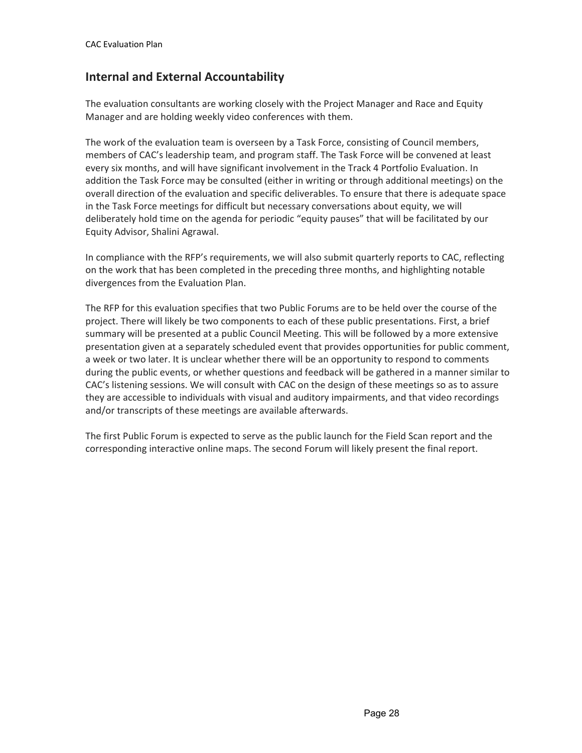## Internal and External Accountability

The evaluation consultants are working closely with the Project Manager and Race and Equity Manager and are holding weekly video conferences with them.

The work of the evaluation team is overseen by a Task Force, consisting of Council members, members of CAC's leadership team, and program staff. The Task Force will be convened at least every six months, and will have significant involvement in the Track 4 Portfolio Evaluation. In addition the Task Force may be consulted (either in writing or through additional meetings) on the overall direction of the evaluation and specific deliverables. To ensure that there is adequate space in the Task Force meetings for difficult but necessary conversations about equity, we will deliberately hold time on the agenda for periodic "equity pauses" that will be facilitated by our Equity Advisor, Shalini Agrawal.

In compliance with the RFP's requirements, we will also submit quarterly reports to CAC, reflecting on the work that has been completed in the preceding three months, and highlighting notable divergences from the Evaluation Plan.

The RFP for this evaluation specifies that two Public Forums are to be held over the course of the project. There will likely be two components to each of these public presentations. First, a brief summary will be presented at a public Council Meeting. This will be followed by a more extensive presentation given at a separately scheduled event that provides opportunities for public comment, a week or two later. It is unclear whether there will be an opportunity to respond to comments during the public events, or whether questions and feedback will be gathered in a manner similar to CAC's listening sessions. We will consult with CAC on the design of these meetings so as to assure they are accessible to individuals with visual and auditory impairments, and that video recordings and/or transcripts of these meetings are available afterwards.

The first Public Forum is expected to serve as the public launch for the Field Scan report and the corresponding interactive online maps. The second Forum will likely present the final report.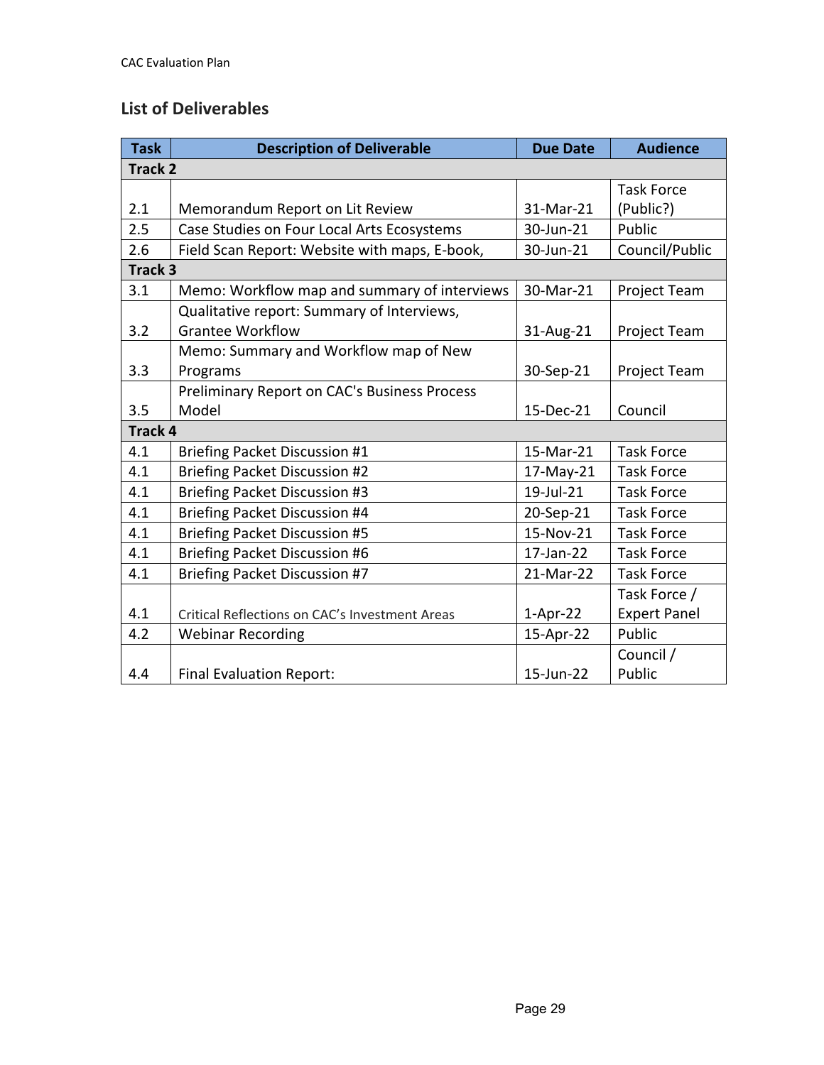## List of Deliverables

| Task | Description of Deliverable | Due Date | Audience |
|---|---|---|---|
| **Track 2** | | | |
| 2.1 | Memorandum Report on Lit Review | 31-Mar-21 | Task Force (Public?) |
| 2.5 | Case Studies on Four Local Arts Ecosystems | 30-Jun-21 | Public |
| 2.6 | Field Scan Report: Website with maps, E-book, | 30-Jun-21 | Council/Public |
| **Track 3** | | | |
| 3.1 | Memo: Workflow map and summary of interviews | 30-Mar-21 | Project Team |
| 3.2 | Qualitative report: Summary of Interviews, Grantee Workflow | 31-Aug-21 | Project Team |
| 3.3 | Memo: Summary and Workflow map of New Programs | 30-Sep-21 | Project Team |
| 3.5 | Preliminary Report on CAC's Business Process Model | 15-Dec-21 | Council |
| **Track 4** | | | |
| 4.1 | Briefing Packet Discussion #1 | 15-Mar-21 | Task Force |
| 4.1 | Briefing Packet Discussion #2 | 17-May-21 | Task Force |
| 4.1 | Briefing Packet Discussion #3 | 19-Jul-21 | Task Force |
| 4.1 | Briefing Packet Discussion #4 | 20-Sep-21 | Task Force |
| 4.1 | Briefing Packet Discussion #5 | 15-Nov-21 | Task Force |
| 4.1 | Briefing Packet Discussion #6 | 17-Jan-22 | Task Force |
| 4.1 | Briefing Packet Discussion #7 | 21-Mar-22 | Task Force |
| 4.1 | Critical Reflections on CAC's Investment Areas | 1-Apr-22 | Task Force / Expert Panel |
| 4.2 | Webinar Recording | 15-Apr-22 | Public |
| 4.4 | Final Evaluation Report: | 15-Jun-22 | Council / Public |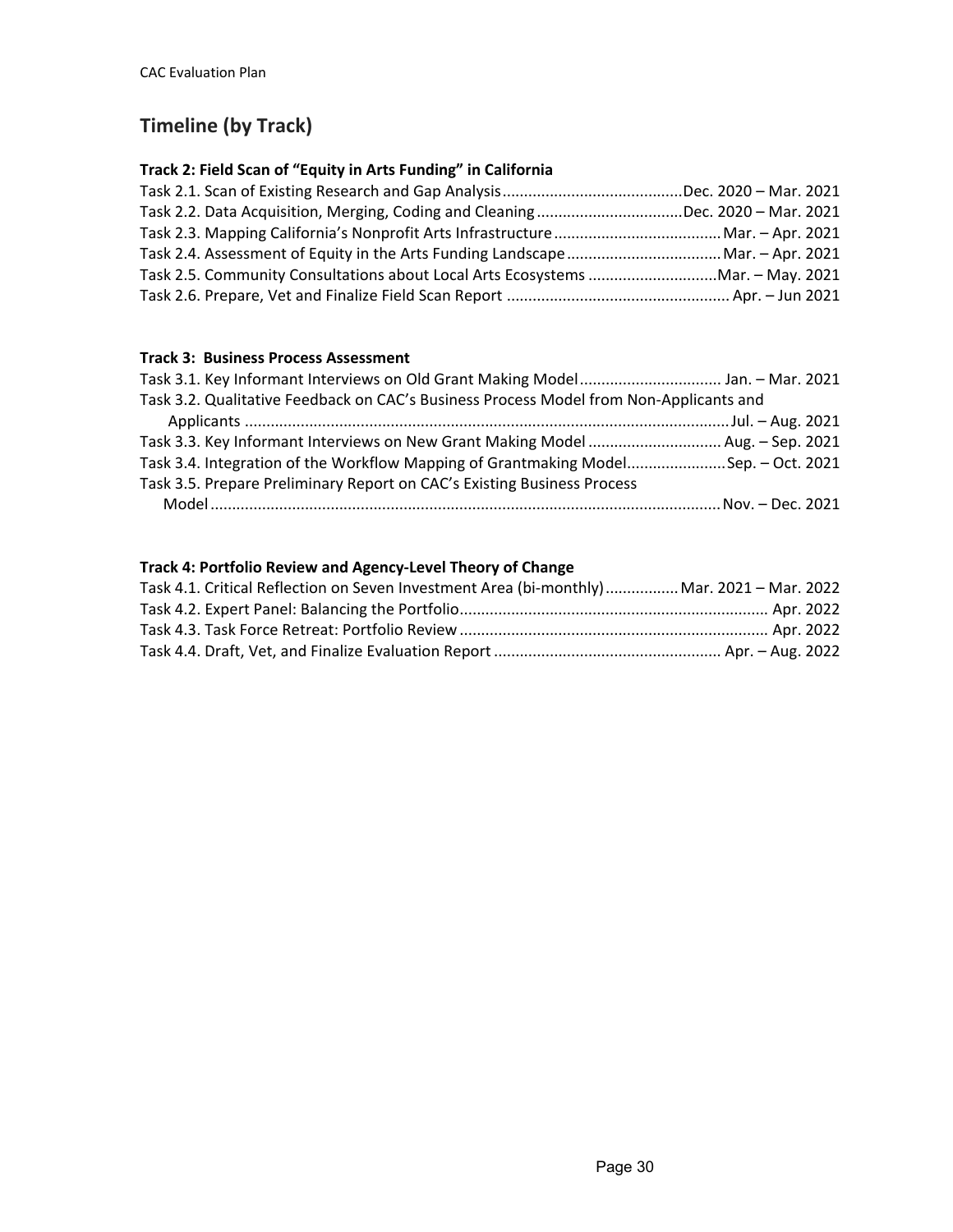## Timeline (by Track)

### Track 2: Field Scan of "Equity in Arts Funding" in California

Task 2.1. Scan of Existing Research and Gap Analysis .......................................... Dec. 2020 – Mar. 2021
Task 2.2. Data Acquisition, Merging, Coding and Cleaning .................................. Dec. 2020 – Mar. 2021
Task 2.3. Mapping California's Nonprofit Arts Infrastructure ....................................... Mar. – Apr. 2021
Task 2.4. Assessment of Equity in the Arts Funding Landscape .................................... Mar. – Apr. 2021
Task 2.5. Community Consultations about Local Arts Ecosystems ............................. Mar. – May. 2021
Task 2.6. Prepare, Vet and Finalize Field Scan Report .................................................... Apr. – Jun 2021

### Track 3: Business Process Assessment

Task 3.1. Key Informant Interviews on Old Grant Making Model ................................. Jan. – Mar. 2021
Task 3.2. Qualitative Feedback on CAC's Business Process Model from Non-Applicants and Applicants ................................................................................................................ Jul. – Aug. 2021
Task 3.3. Key Informant Interviews on New Grant Making Model ............................... Aug. – Sep. 2021
Task 3.4. Integration of the Workflow Mapping of Grantmaking Model ....................... Sep. – Oct. 2021
Task 3.5. Prepare Preliminary Report on CAC's Existing Business Process Model ...................................................................................................................... Nov. – Dec. 2021

### Track 4: Portfolio Review and Agency-Level Theory of Change

Task 4.1. Critical Reflection on Seven Investment Area (bi-monthly) ................ Mar. 2021 – Mar. 2022
Task 4.2. Expert Panel: Balancing the Portfolio ....................................................................... Apr. 2022
Task 4.3. Task Force Retreat: Portfolio Review ....................................................................... Apr. 2022
Task 4.4. Draft, Vet, and Finalize Evaluation Report .................................................... Apr. – Aug. 2022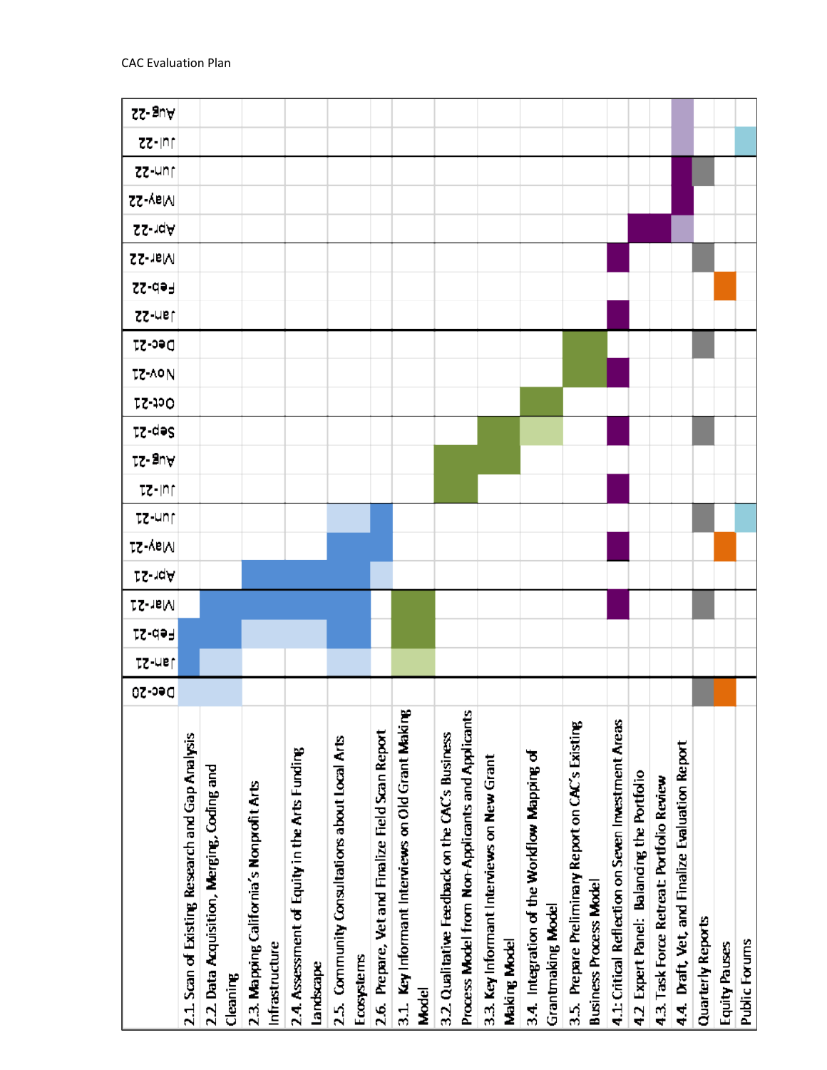Dec-20
Jan-21
Feb-21
Mar-21
Apr-21
May-21
Jun-21
Jul-21
Aug-21
Sep-21
Oct-21
Nov-21
Dec-21
Jan-22
Feb-22
Mar-22
Apr-22
May-22
Jun-22
Jul-22
Aug-22

2.1. Scan of Existing Research and Gap Analysis
2.2. Data Acquisition, Merging, Coding and Cleaning
2.3. Mapping California's Nonprofit Arts Infrastructure
2.4. Assessment of Equity in the Arts Funding Landscape
2.5. Community Consultations about Local Arts Ecosystems
2.6. Prepare, Vet and Finalize Field Scan Report
3.1. Key Informant Interviews on Old Grant Making Model
3.2. Qualitative Feedback on the CAC's Business Process Model from Non-Applicants and Applicants
3.3. Key Informant Interviews on New Grant Making Model
3.4. Integration of the Workflow Mapping of Grantmaking Model
3.5. Prepare Preliminary Report on CAC's Existing Business Process Model
4.1: Critical Reflection on Seven Investment Areas
4.2 Expert Panel: Balancing the Portfolio
4.3. Task Force Retreat: Portfolio Review
4.4. Draft, Vet, and Finalize Evaluation Report
Quarterly Reports
Equity Pauses
Public Forums